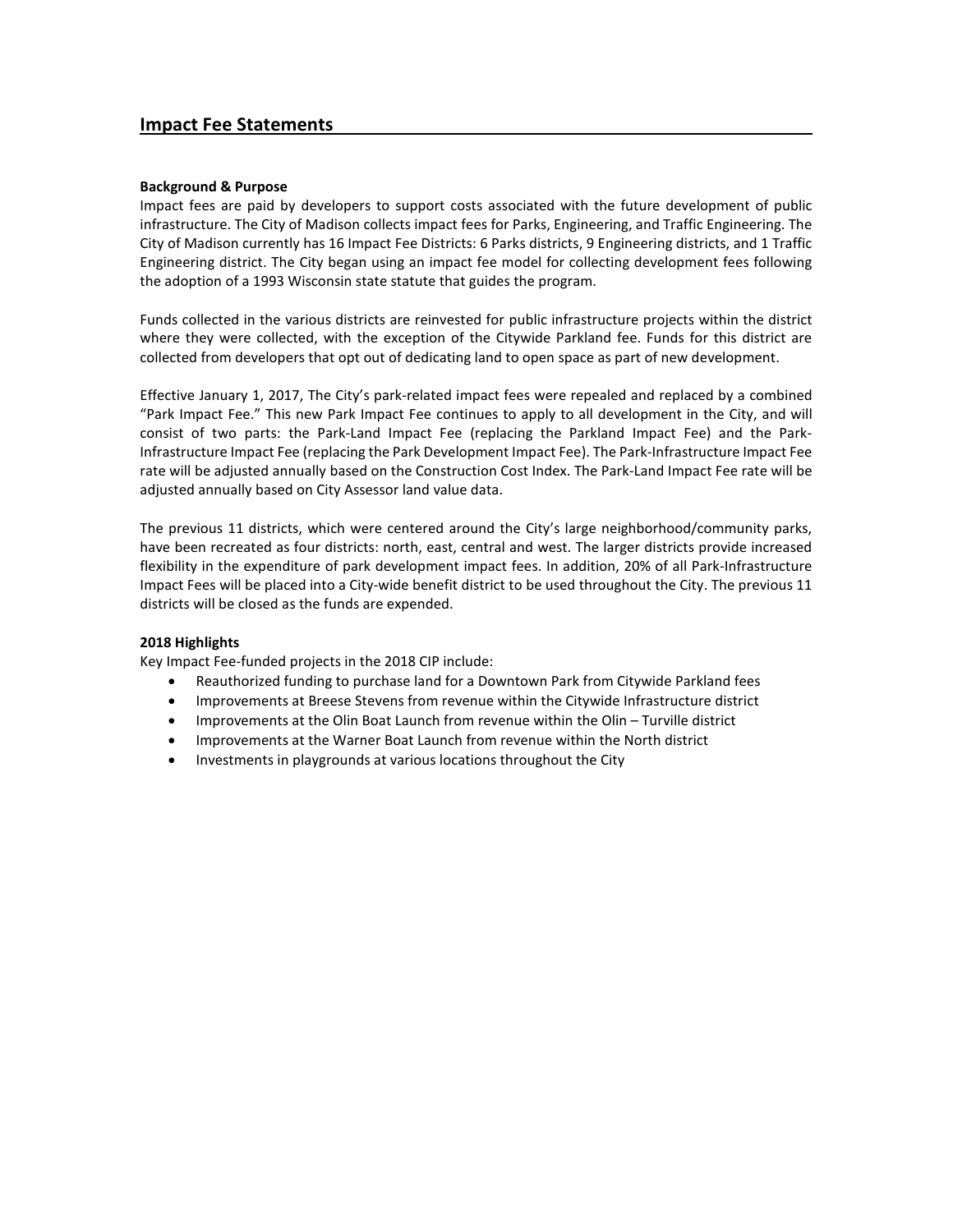## Impact Fee Statements

**Background & Purpose**

Impact fees are paid by developers to support costs associated with the future development of public infrastructure. The City of Madison collects impact fees for Parks, Engineering, and Traffic Engineering. The City of Madison currently has 16 Impact Fee Districts: 6 Parks districts, 9 Engineering districts, and 1 Traffic Engineering district. The City began using an impact fee model for collecting development fees following the adoption of a 1993 Wisconsin state statute that guides the program.

Funds collected in the various districts are reinvested for public infrastructure projects within the district where they were collected, with the exception of the Citywide Parkland fee. Funds for this district are collected from developers that opt out of dedicating land to open space as part of new development.

Effective January 1, 2017, The City's park-related impact fees were repealed and replaced by a combined "Park Impact Fee." This new Park Impact Fee continues to apply to all development in the City, and will consist of two parts: the Park-Land Impact Fee (replacing the Parkland Impact Fee) and the Park-Infrastructure Impact Fee (replacing the Park Development Impact Fee). The Park-Infrastructure Impact Fee rate will be adjusted annually based on the Construction Cost Index. The Park-Land Impact Fee rate will be adjusted annually based on City Assessor land value data.

The previous 11 districts, which were centered around the City's large neighborhood/community parks, have been recreated as four districts: north, east, central and west. The larger districts provide increased flexibility in the expenditure of park development impact fees. In addition, 20% of all Park-Infrastructure Impact Fees will be placed into a City-wide benefit district to be used throughout the City. The previous 11 districts will be closed as the funds are expended.

**2018 Highlights**

Key Impact Fee-funded projects in the 2018 CIP include:

- Reauthorized funding to purchase land for a Downtown Park from Citywide Parkland fees
- Improvements at Breese Stevens from revenue within the Citywide Infrastructure district
- Improvements at the Olin Boat Launch from revenue within the Olin – Turville district
- Improvements at the Warner Boat Launch from revenue within the North district
- Investments in playgrounds at various locations throughout the City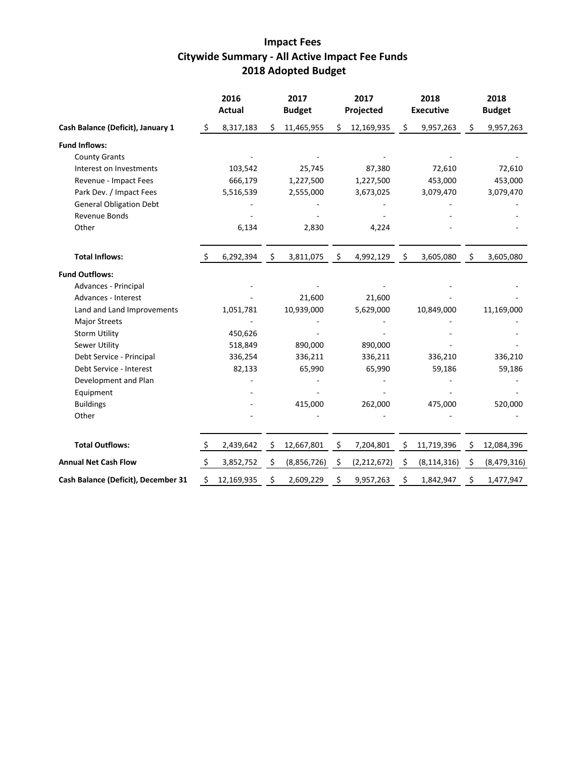# Impact Fees
## Citywide Summary - All Active Impact Fee Funds
## 2018 Adopted Budget

| | 2016 Actual | 2017 Budget | 2017 Projected | 2018 Executive | 2018 Budget |
|---|---|---|---|---|---|
| **Cash Balance (Deficit), January 1** | $ 8,317,183 | $ 11,465,955 | $ 12,169,935 | $ 9,957,263 | $ 9,957,263 |
| **Fund Inflows:** | | | | | |
| County Grants | - | - | - | - | - |
| Interest on Investments | 103,542 | 25,745 | 87,380 | 72,610 | 72,610 |
| Revenue - Impact Fees | 666,179 | 1,227,500 | 1,227,500 | 453,000 | 453,000 |
| Park Dev. / Impact Fees | 5,516,539 | 2,555,000 | 3,673,025 | 3,079,470 | 3,079,470 |
| General Obligation Debt | - | - | - | - | - |
| Revenue Bonds | - | - | - | - | - |
| Other | 6,134 | 2,830 | 4,224 | - | - |
| **Total Inflows:** | $ 6,292,394 | $ 3,811,075 | $ 4,992,129 | $ 3,605,080 | $ 3,605,080 |
| **Fund Outflows:** | | | | | |
| Advances - Principal | - | - | - | - | - |
| Advances - Interest | - | 21,600 | 21,600 | - | - |
| Land and Land Improvements | 1,051,781 | 10,939,000 | 5,629,000 | 10,849,000 | 11,169,000 |
| Major Streets | - | - | - | - | - |
| Storm Utility | 450,626 | - | - | - | - |
| Sewer Utility | 518,849 | 890,000 | 890,000 | - | - |
| Debt Service - Principal | 336,254 | 336,211 | 336,211 | 336,210 | 336,210 |
| Debt Service - Interest | 82,133 | 65,990 | 65,990 | 59,186 | 59,186 |
| Development and Plan | - | - | - | - | - |
| Equipment | - | - | - | - | - |
| Buildings | - | 415,000 | 262,000 | 475,000 | 520,000 |
| Other | - | - | - | - | - |
| **Total Outflows:** | $ 2,439,642 | $ 12,667,801 | $ 7,204,801 | $ 11,719,396 | $ 12,084,396 |
| **Annual Net Cash Flow** | $ 3,852,752 | $ (8,856,726) | $ (2,212,672) | $ (8,114,316) | $ (8,479,316) |
| **Cash Balance (Deficit), December 31** | $ 12,169,935 | $ 2,609,229 | $ 9,957,263 | $ 1,842,947 | $ 1,477,947 |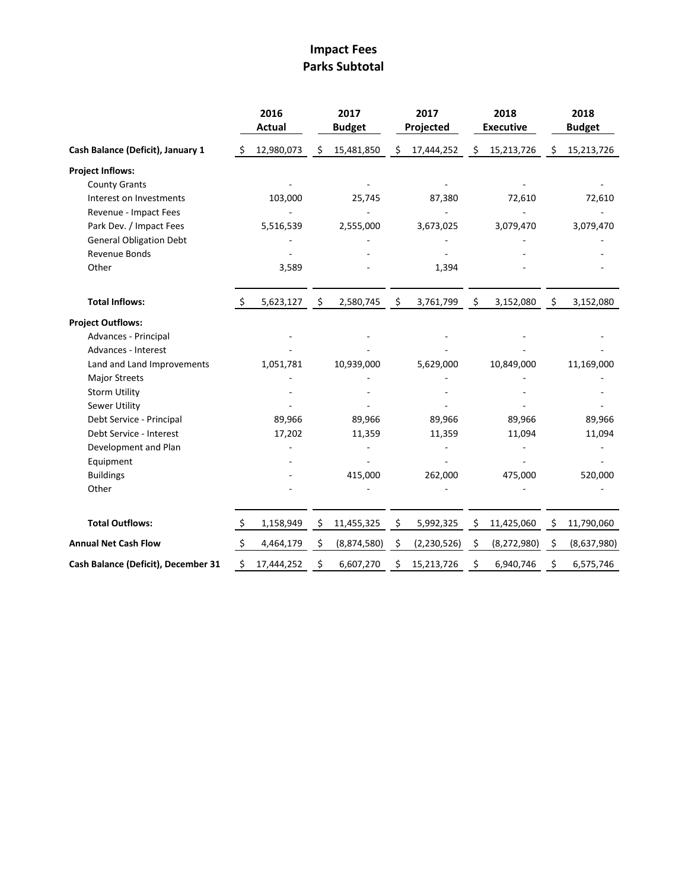# Impact Fees
## Parks Subtotal

| | 2016 Actual | 2017 Budget | 2017 Projected | 2018 Executive | 2018 Budget |
|---|---|---|---|---|---|
| **Cash Balance (Deficit), January 1** | $ 12,980,073 | $ 15,481,850 | $ 17,444,252 | $ 15,213,726 | $ 15,213,726 |
| **Project Inflows:** | | | | | |
| County Grants | - | - | - | - | - |
| Interest on Investments | 103,000 | 25,745 | 87,380 | 72,610 | 72,610 |
| Revenue - Impact Fees | - | - | - | - | - |
| Park Dev. / Impact Fees | 5,516,539 | 2,555,000 | 3,673,025 | 3,079,470 | 3,079,470 |
| General Obligation Debt | - | - | - | - | - |
| Revenue Bonds | - | - | - | - | - |
| Other | 3,589 | - | 1,394 | - | - |
| **Total Inflows:** | $ 5,623,127 | $ 2,580,745 | $ 3,761,799 | $ 3,152,080 | $ 3,152,080 |
| **Project Outflows:** | | | | | |
| Advances - Principal | - | - | - | - | - |
| Advances - Interest | - | - | - | - | - |
| Land and Land Improvements | 1,051,781 | 10,939,000 | 5,629,000 | 10,849,000 | 11,169,000 |
| Major Streets | - | - | - | - | - |
| Storm Utility | - | - | - | - | - |
| Sewer Utility | - | - | - | - | - |
| Debt Service - Principal | 89,966 | 89,966 | 89,966 | 89,966 | 89,966 |
| Debt Service - Interest | 17,202 | 11,359 | 11,359 | 11,094 | 11,094 |
| Development and Plan | - | - | - | - | - |
| Equipment | - | - | - | - | - |
| Buildings | - | 415,000 | 262,000 | 475,000 | 520,000 |
| Other | - | - | - | - | - |
| **Total Outflows:** | $ 1,158,949 | $ 11,455,325 | $ 5,992,325 | $ 11,425,060 | $ 11,790,060 |
| **Annual Net Cash Flow** | $ 4,464,179 | $ (8,874,580) | $ (2,230,526) | $ (8,272,980) | $ (8,637,980) |
| **Cash Balance (Deficit), December 31** | $ 17,444,252 | $ 6,607,270 | $ 15,213,726 | $ 6,940,746 | $ 6,575,746 |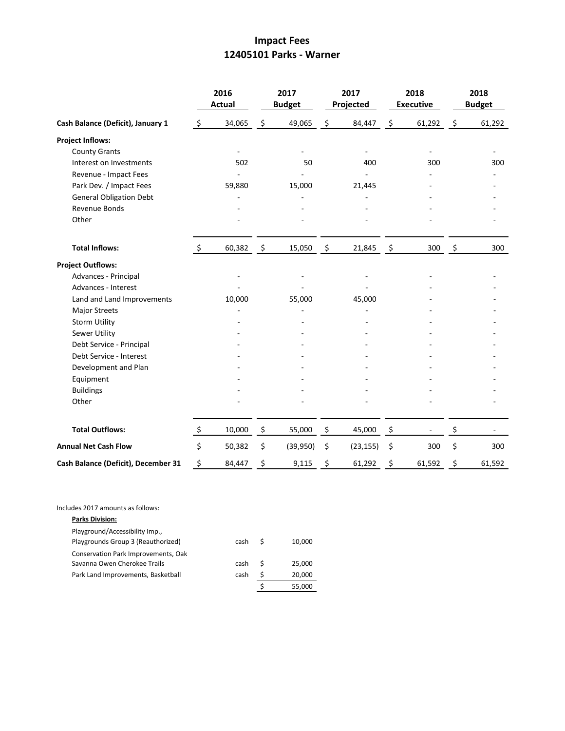# Impact Fees
## 12405101 Parks - Warner

| | 2016 Actual | 2017 Budget | 2017 Projected | 2018 Executive | 2018 Budget |
|---|---|---|---|---|---|
| **Cash Balance (Deficit), January 1** | $ 34,065 | $ 49,065 | $ 84,447 | $ 61,292 | $ 61,292 |
| **Project Inflows:** | | | | | |
| County Grants | - | - | - | - | - |
| Interest on Investments | 502 | 50 | 400 | 300 | 300 |
| Revenue - Impact Fees | - | - | - | - | - |
| Park Dev. / Impact Fees | 59,880 | 15,000 | 21,445 | - | - |
| General Obligation Debt | - | - | - | - | - |
| Revenue Bonds | - | - | - | - | - |
| Other | - | - | - | - | - |
| **Total Inflows:** | $ 60,382 | $ 15,050 | $ 21,845 | $ 300 | $ 300 |
| **Project Outflows:** | | | | | |
| Advances - Principal | - | - | - | - | - |
| Advances - Interest | - | - | - | - | - |
| Land and Land Improvements | 10,000 | 55,000 | 45,000 | - | - |
| Major Streets | - | - | - | - | - |
| Storm Utility | - | - | - | - | - |
| Sewer Utility | - | - | - | - | - |
| Debt Service - Principal | - | - | - | - | - |
| Debt Service - Interest | - | - | - | - | - |
| Development and Plan | - | - | - | - | - |
| Equipment | - | - | - | - | - |
| Buildings | - | - | - | - | - |
| Other | - | - | - | - | - |
| **Total Outflows:** | $ 10,000 | $ 55,000 | $ 45,000 | $ - | $ - |
| **Annual Net Cash Flow** | $ 50,382 | $ (39,950) | $ (23,155) | $ 300 | $ 300 |
| **Cash Balance (Deficit), December 31** | $ 84,447 | $ 9,115 | $ 61,292 | $ 61,592 | $ 61,592 |

Includes 2017 amounts as follows:

**Parks Division:**

| | | |
|---|---|---|
| Playground/Accessibility Imp., Playgrounds Group 3 (Reauthorized) | cash | $ 10,000 |
| Conservation Park Improvements, Oak Savanna Owen Cherokee Trails | cash | $ 25,000 |
| Park Land Improvements, Basketball | cash | $ 20,000 |
| | | $ 55,000 |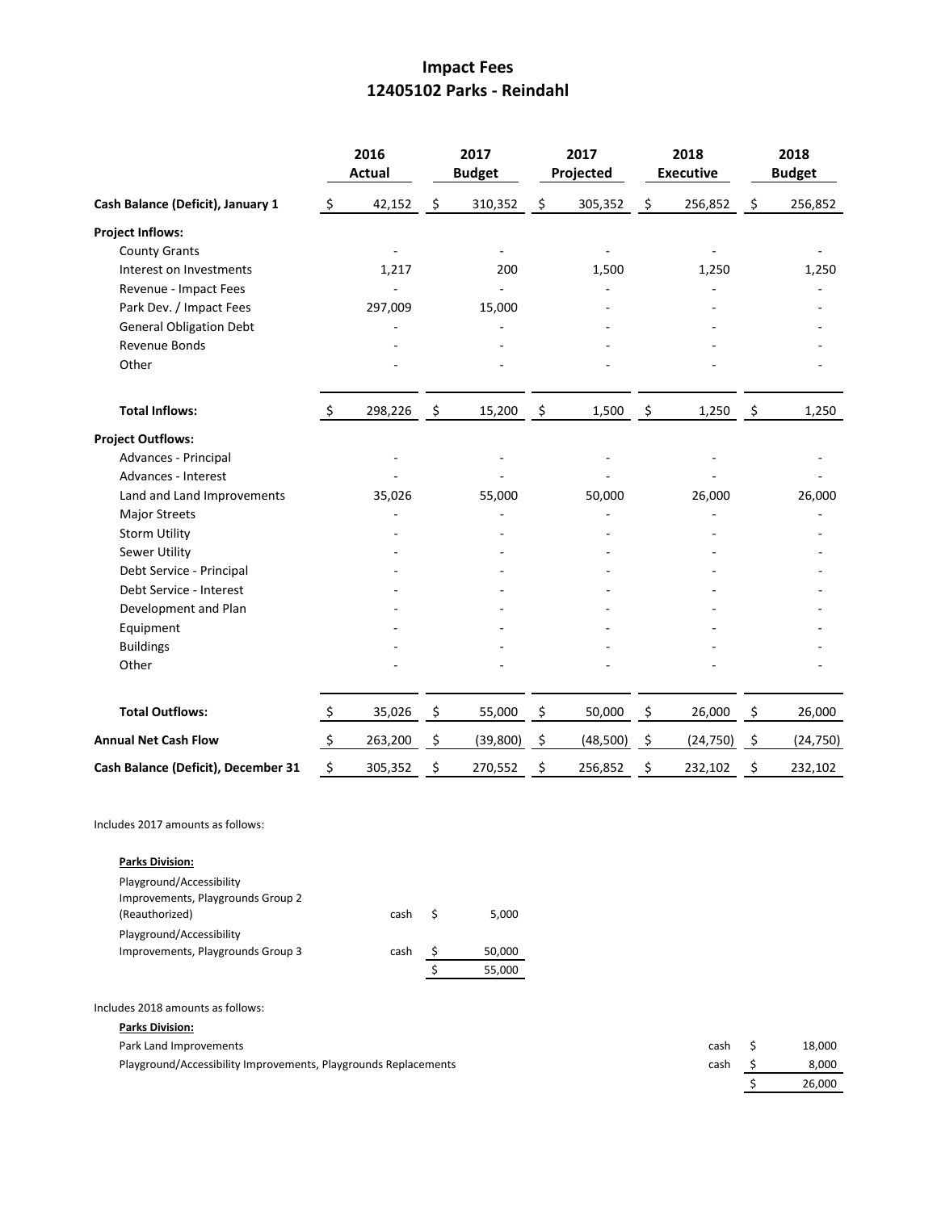# Impact Fees
## 12405102 Parks - Reindahl

| | 2016 Actual | 2017 Budget | 2017 Projected | 2018 Executive | 2018 Budget |
|---|---|---|---|---|---|
| **Cash Balance (Deficit), January 1** | $ 42,152 | $ 310,352 | $ 305,352 | $ 256,852 | $ 256,852 |
| **Project Inflows:** | | | | | |
| County Grants | - | - | - | - | - |
| Interest on Investments | 1,217 | 200 | 1,500 | 1,250 | 1,250 |
| Revenue - Impact Fees | - | - | - | - | - |
| Park Dev. / Impact Fees | 297,009 | 15,000 | - | - | - |
| General Obligation Debt | - | - | - | - | - |
| Revenue Bonds | - | - | - | - | - |
| Other | - | - | - | - | - |
| **Total Inflows:** | $ 298,226 | $ 15,200 | $ 1,500 | $ 1,250 | $ 1,250 |
| **Project Outflows:** | | | | | |
| Advances - Principal | - | - | - | - | - |
| Advances - Interest | - | - | - | - | - |
| Land and Land Improvements | 35,026 | 55,000 | 50,000 | 26,000 | 26,000 |
| Major Streets | - | - | - | - | - |
| Storm Utility | - | - | - | - | - |
| Sewer Utility | - | - | - | - | - |
| Debt Service - Principal | - | - | - | - | - |
| Debt Service - Interest | - | - | - | - | - |
| Development and Plan | - | - | - | - | - |
| Equipment | - | - | - | - | - |
| Buildings | - | - | - | - | - |
| Other | - | - | - | - | - |
| **Total Outflows:** | $ 35,026 | $ 55,000 | $ 50,000 | $ 26,000 | $ 26,000 |
| **Annual Net Cash Flow** | $ 263,200 | $ (39,800) | $ (48,500) | $ (24,750) | $ (24,750) |
| **Cash Balance (Deficit), December 31** | $ 305,352 | $ 270,552 | $ 256,852 | $ 232,102 | $ 232,102 |

Includes 2017 amounts as follows:

**Parks Division:**

| | | |
|---|---|---|
| Playground/Accessibility Improvements, Playgrounds Group 2 (Reauthorized) | cash | $ 5,000 |
| Playground/Accessibility Improvements, Playgrounds Group 3 | cash | $ 50,000 |
| | | $ 55,000 |

Includes 2018 amounts as follows:

**Parks Division:**

| | | |
|---|---|---|
| Park Land Improvements | cash | $ 18,000 |
| Playground/Accessibility Improvements, Playgrounds Replacements | cash | $ 8,000 |
| | | $ 26,000 |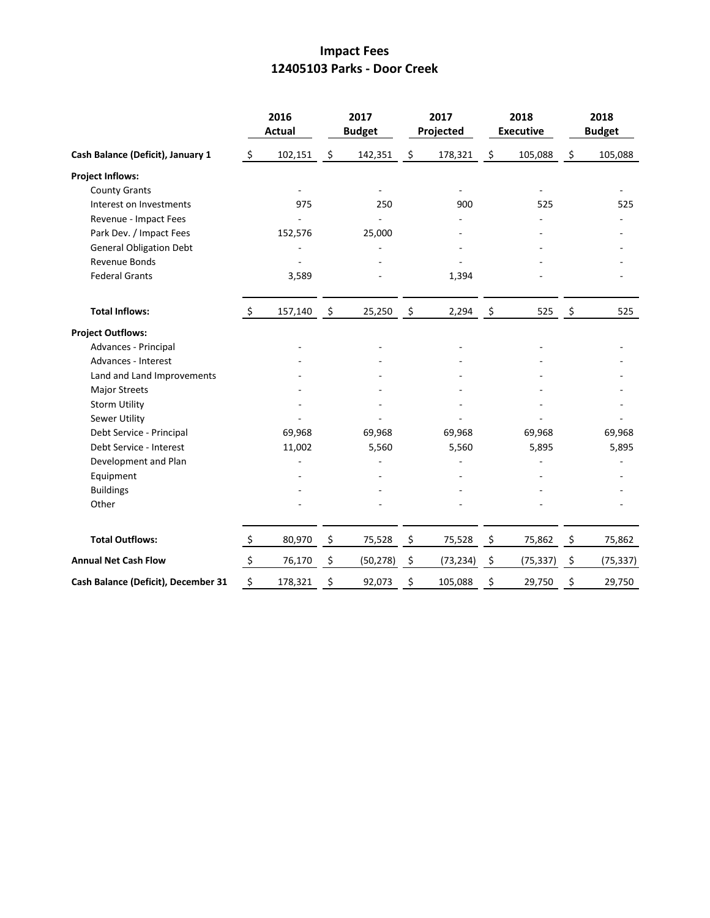# Impact Fees
## 12405103 Parks - Door Creek

| | 2016 Actual | 2017 Budget | 2017 Projected | 2018 Executive | 2018 Budget |
|---|---|---|---|---|---|
| **Cash Balance (Deficit), January 1** | $ 102,151 | $ 142,351 | $ 178,321 | $ 105,088 | $ 105,088 |
| **Project Inflows:** | | | | | |
| County Grants | - | - | - | - | - |
| Interest on Investments | 975 | 250 | 900 | 525 | 525 |
| Revenue - Impact Fees | - | - | - | - | - |
| Park Dev. / Impact Fees | 152,576 | 25,000 | - | - | - |
| General Obligation Debt | - | - | - | - | - |
| Revenue Bonds | - | - | - | - | - |
| Federal Grants | 3,589 | - | 1,394 | - | - |
| **Total Inflows:** | $ 157,140 | $ 25,250 | $ 2,294 | $ 525 | $ 525 |
| **Project Outflows:** | | | | | |
| Advances - Principal | - | - | - | - | - |
| Advances - Interest | - | - | - | - | - |
| Land and Land Improvements | - | - | - | - | - |
| Major Streets | - | - | - | - | - |
| Storm Utility | - | - | - | - | - |
| Sewer Utility | - | - | - | - | - |
| Debt Service - Principal | 69,968 | 69,968 | 69,968 | 69,968 | 69,968 |
| Debt Service - Interest | 11,002 | 5,560 | 5,560 | 5,895 | 5,895 |
| Development and Plan | - | - | - | - | - |
| Equipment | - | - | - | - | - |
| Buildings | - | - | - | - | - |
| Other | - | - | - | - | - |
| **Total Outflows:** | $ 80,970 | $ 75,528 | $ 75,528 | $ 75,862 | $ 75,862 |
| **Annual Net Cash Flow** | $ 76,170 | $ (50,278) | $ (73,234) | $ (75,337) | $ (75,337) |
| **Cash Balance (Deficit), December 31** | $ 178,321 | $ 92,073 | $ 105,088 | $ 29,750 | $ 29,750 |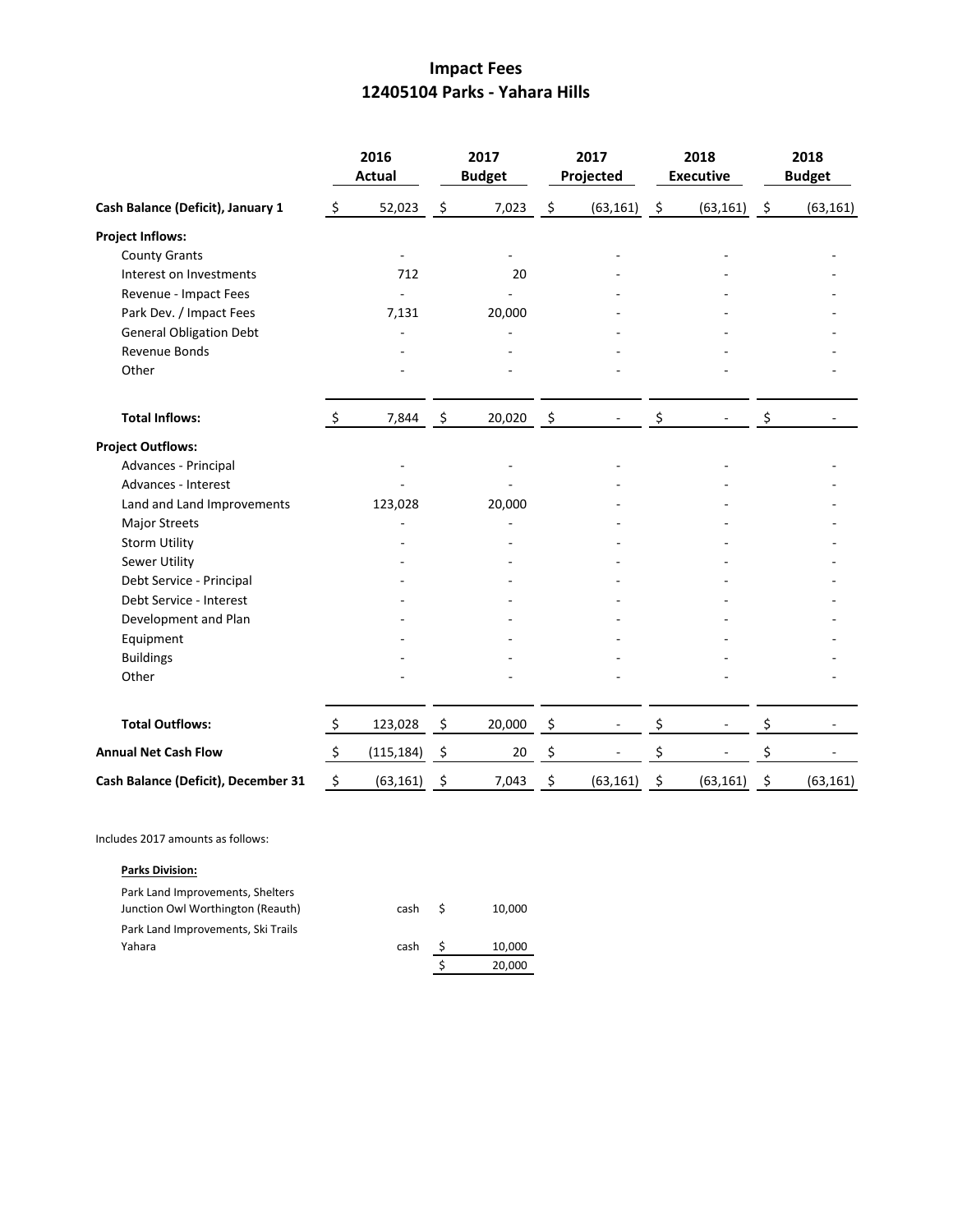# Impact Fees
## 12405104 Parks - Yahara Hills

| | 2016 Actual | 2017 Budget | 2017 Projected | 2018 Executive | 2018 Budget |
|---|---|---|---|---|---|
| **Cash Balance (Deficit), January 1** | $ 52,023 | $ 7,023 | $ (63,161) | $ (63,161) | $ (63,161) |
| **Project Inflows:** | | | | | |
| County Grants | - | - | - | - | - |
| Interest on Investments | 712 | 20 | - | - | - |
| Revenue - Impact Fees | - | - | - | - | - |
| Park Dev. / Impact Fees | 7,131 | 20,000 | - | - | - |
| General Obligation Debt | - | - | - | - | - |
| Revenue Bonds | - | - | - | - | - |
| Other | - | - | - | - | - |
| **Total Inflows:** | $ 7,844 | $ 20,020 | $ - | $ - | $ - |
| **Project Outflows:** | | | | | |
| Advances - Principal | - | - | - | - | - |
| Advances - Interest | - | - | - | - | - |
| Land and Land Improvements | 123,028 | 20,000 | - | - | - |
| Major Streets | - | - | - | - | - |
| Storm Utility | - | - | - | - | - |
| Sewer Utility | - | - | - | - | - |
| Debt Service - Principal | - | - | - | - | - |
| Debt Service - Interest | - | - | - | - | - |
| Development and Plan | - | - | - | - | - |
| Equipment | - | - | - | - | - |
| Buildings | - | - | - | - | - |
| Other | - | - | - | - | - |
| **Total Outflows:** | $ 123,028 | $ 20,000 | $ - | $ - | $ - |
| **Annual Net Cash Flow** | $ (115,184) | $ 20 | $ - | $ - | $ - |
| **Cash Balance (Deficit), December 31** | $ (63,161) | $ 7,043 | $ (63,161) | $ (63,161) | $ (63,161) |

Includes 2017 amounts as follows:

**Parks Division:**

| | | |
|---|---|---|
| Park Land Improvements, Shelters Junction Owl Worthington (Reauth) | cash | $ 10,000 |
| Park Land Improvements, Ski Trails Yahara | cash | $ 10,000 |
| | | $ 20,000 |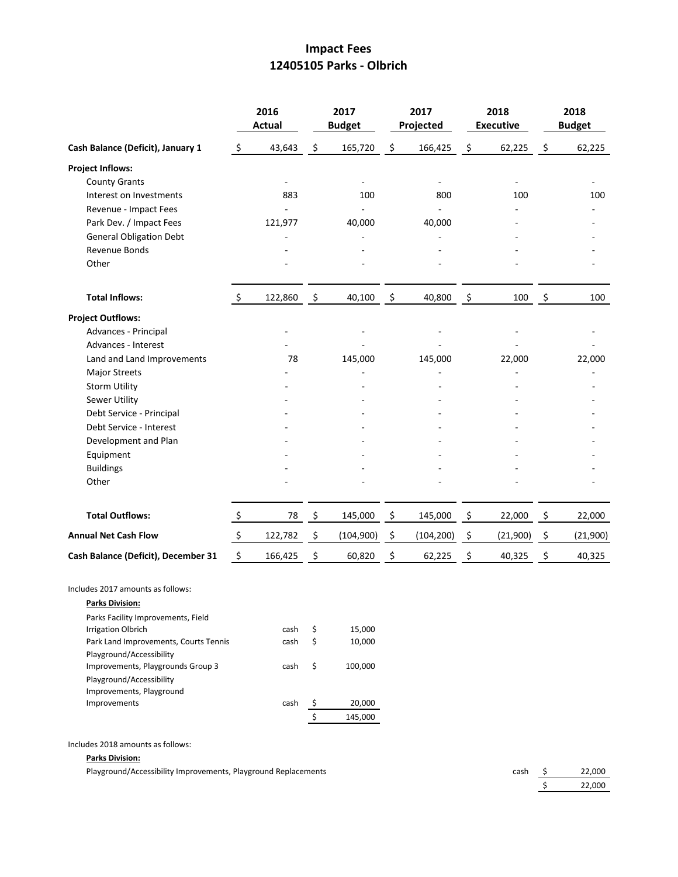# Impact Fees
## 12405105 Parks - Olbrich

| | 2016 Actual | 2017 Budget | 2017 Projected | 2018 Executive | 2018 Budget |
|---|---|---|---|---|---|
| **Cash Balance (Deficit), January 1** | $ 43,643 | $ 165,720 | $ 166,425 | $ 62,225 | $ 62,225 |
| **Project Inflows:** | | | | | |
| County Grants | - | - | - | - | - |
| Interest on Investments | 883 | 100 | 800 | 100 | 100 |
| Revenue - Impact Fees | - | - | - | - | - |
| Park Dev. / Impact Fees | 121,977 | 40,000 | 40,000 | - | - |
| General Obligation Debt | - | - | - | - | - |
| Revenue Bonds | - | - | - | - | - |
| Other | - | - | - | - | - |
| **Total Inflows:** | $ 122,860 | $ 40,100 | $ 40,800 | $ 100 | $ 100 |
| **Project Outflows:** | | | | | |
| Advances - Principal | - | - | - | - | - |
| Advances - Interest | - | - | - | - | - |
| Land and Land Improvements | 78 | 145,000 | 145,000 | 22,000 | 22,000 |
| Major Streets | - | - | - | - | - |
| Storm Utility | - | - | - | - | - |
| Sewer Utility | - | - | - | - | - |
| Debt Service - Principal | - | - | - | - | - |
| Debt Service - Interest | - | - | - | - | - |
| Development and Plan | - | - | - | - | - |
| Equipment | - | - | - | - | - |
| Buildings | - | - | - | - | - |
| Other | - | - | - | - | - |
| **Total Outflows:** | $ 78 | $ 145,000 | $ 145,000 | $ 22,000 | $ 22,000 |
| **Annual Net Cash Flow** | $ 122,782 | $ (104,900) | $ (104,200) | $ (21,900) | $ (21,900) |
| **Cash Balance (Deficit), December 31** | $ 166,425 | $ 60,820 | $ 62,225 | $ 40,325 | $ 40,325 |

Includes 2017 amounts as follows:

**Parks Division:**

| | | |
|---|---|---|
| Parks Facility Improvements, Field Irrigation Olbrich | cash | $ 15,000 |
| Park Land Improvements, Courts Tennis | cash | $ 10,000 |
| Playground/Accessibility Improvements, Playgrounds Group 3 | cash | $ 100,000 |
| Playground/Accessibility Improvements, Playground Improvements | cash | $ 20,000 |
| | | $ 145,000 |

Includes 2018 amounts as follows:

**Parks Division:**

| | | |
|---|---|---|
| Playground/Accessibility Improvements, Playground Replacements | cash | $ 22,000 |
| | | $ 22,000 |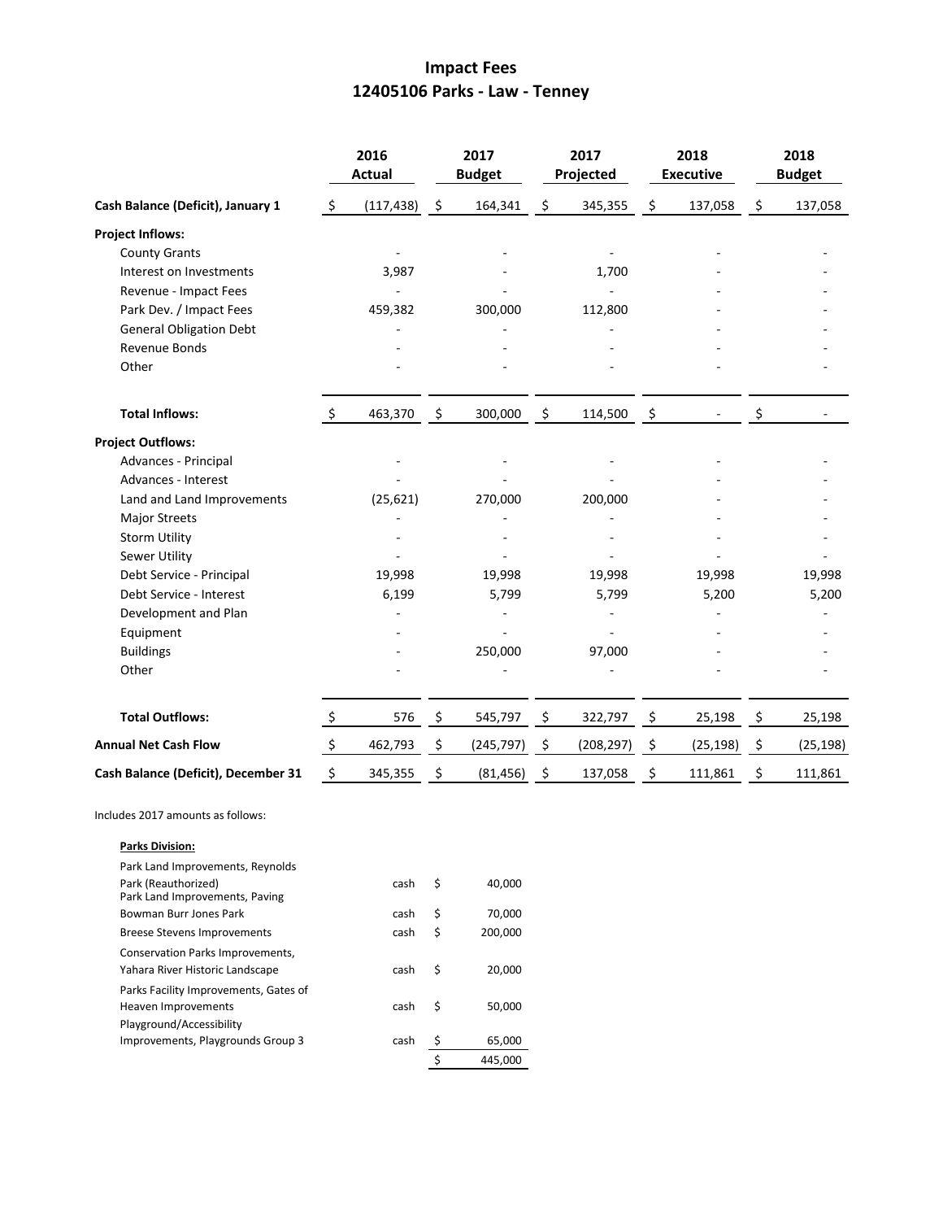# Impact Fees

## 12405106 Parks - Law - Tenney

| | 2016 Actual | 2017 Budget | 2017 Projected | 2018 Executive | 2018 Budget |
|---|---|---|---|---|---|
| **Cash Balance (Deficit), January 1** | $ (117,438) | $ 164,341 | $ 345,355 | $ 137,058 | $ 137,058 |
| **Project Inflows:** | | | | | |
| County Grants | - | - | - | - | - |
| Interest on Investments | 3,987 | - | 1,700 | - | - |
| Revenue - Impact Fees | - | - | - | - | - |
| Park Dev. / Impact Fees | 459,382 | 300,000 | 112,800 | - | - |
| General Obligation Debt | - | - | - | - | - |
| Revenue Bonds | - | - | - | - | - |
| Other | - | - | - | - | - |
| **Total Inflows:** | $ 463,370 | $ 300,000 | $ 114,500 | $ - | $ - |
| **Project Outflows:** | | | | | |
| Advances - Principal | - | - | - | - | - |
| Advances - Interest | - | - | - | - | - |
| Land and Land Improvements | (25,621) | 270,000 | 200,000 | - | - |
| Major Streets | - | - | - | - | - |
| Storm Utility | - | - | - | - | - |
| Sewer Utility | - | - | - | - | - |
| Debt Service - Principal | 19,998 | 19,998 | 19,998 | 19,998 | 19,998 |
| Debt Service - Interest | 6,199 | 5,799 | 5,799 | 5,200 | 5,200 |
| Development and Plan | - | - | - | - | - |
| Equipment | - | - | - | - | - |
| Buildings | - | 250,000 | 97,000 | - | - |
| Other | - | - | - | - | - |
| **Total Outflows:** | $ 576 | $ 545,797 | $ 322,797 | $ 25,198 | $ 25,198 |
| **Annual Net Cash Flow** | $ 462,793 | $ (245,797) | $ (208,297) | $ (25,198) | $ (25,198) |
| **Cash Balance (Deficit), December 31** | $ 345,355 | $ (81,456) | $ 137,058 | $ 111,861 | $ 111,861 |

Includes 2017 amounts as follows:

**Parks Division:**

| | | |
|---|---|---|
| Park Land Improvements, Reynolds Park (Reauthorized) | cash | $ 40,000 |
| Park Land Improvements, Paving Bowman Burr Jones Park | cash | $ 70,000 |
| Breese Stevens Improvements | cash | $ 200,000 |
| Conservation Parks Improvements, Yahara River Historic Landscape | cash | $ 20,000 |
| Parks Facility Improvements, Gates of Heaven Improvements | cash | $ 50,000 |
| Playground/Accessibility Improvements, Playgrounds Group 3 | cash | $ 65,000 |
| | | $ 445,000 |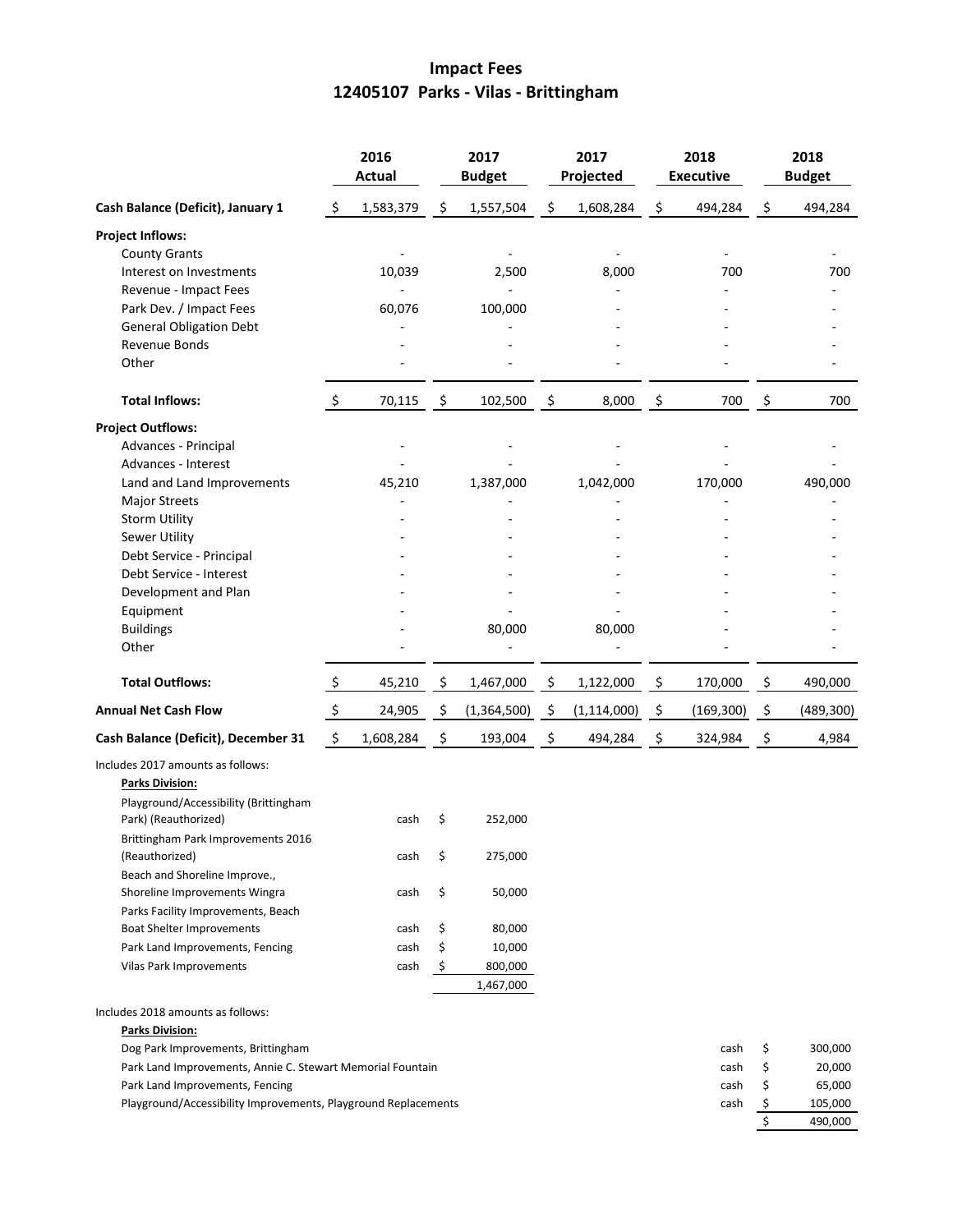# Impact Fees

## 12405107 Parks - Vilas - Brittingham

| | 2016 Actual | 2017 Budget | 2017 Projected | 2018 Executive | 2018 Budget |
|---|---|---|---|---|---|
| **Cash Balance (Deficit), January 1** | $ 1,583,379 | $ 1,557,504 | $ 1,608,284 | $ 494,284 | $ 494,284 |
| **Project Inflows:** | | | | | |
| County Grants | - | - | - | - | - |
| Interest on Investments | 10,039 | 2,500 | 8,000 | 700 | 700 |
| Revenue - Impact Fees | - | - | - | - | - |
| Park Dev. / Impact Fees | 60,076 | 100,000 | - | - | - |
| General Obligation Debt | - | - | - | - | - |
| Revenue Bonds | - | - | - | - | - |
| Other | - | - | - | - | - |
| **Total Inflows:** | $ 70,115 | $ 102,500 | $ 8,000 | $ 700 | $ 700 |
| **Project Outflows:** | | | | | |
| Advances - Principal | - | - | - | - | - |
| Advances - Interest | - | - | - | - | - |
| Land and Land Improvements | 45,210 | 1,387,000 | 1,042,000 | 170,000 | 490,000 |
| Major Streets | - | - | - | - | - |
| Storm Utility | - | - | - | - | - |
| Sewer Utility | - | - | - | - | - |
| Debt Service - Principal | - | - | - | - | - |
| Debt Service - Interest | - | - | - | - | - |
| Development and Plan | - | - | - | - | - |
| Equipment | - | - | - | - | - |
| Buildings | - | 80,000 | 80,000 | - | - |
| Other | - | - | - | - | - |
| **Total Outflows:** | $ 45,210 | $ 1,467,000 | $ 1,122,000 | $ 170,000 | $ 490,000 |
| **Annual Net Cash Flow** | $ 24,905 | $ (1,364,500) | $ (1,114,000) | $ (169,300) | $ (489,300) |
| **Cash Balance (Deficit), December 31** | $ 1,608,284 | $ 193,004 | $ 494,284 | $ 324,984 | $ 4,984 |

Includes 2017 amounts as follows:

**Parks Division:**

| | | |
|---|---|---|
| Playground/Accessibility (Brittingham Park) (Reauthorized) | cash | $ 252,000 |
| Brittingham Park Improvements 2016 (Reauthorized) | cash | $ 275,000 |
| Beach and Shoreline Improve., Shoreline Improvements Wingra | cash | $ 50,000 |
| Parks Facility Improvements, Beach Boat Shelter Improvements | cash | $ 80,000 |
| Park Land Improvements, Fencing | cash | $ 10,000 |
| Vilas Park Improvements | cash | $ 800,000 |
| | | 1,467,000 |

Includes 2018 amounts as follows:

**Parks Division:**

| | | |
|---|---|---|
| Dog Park Improvements, Brittingham | cash | $ 300,000 |
| Park Land Improvements, Annie C. Stewart Memorial Fountain | cash | $ 20,000 |
| Park Land Improvements, Fencing | cash | $ 65,000 |
| Playground/Accessibility Improvements, Playground Replacements | cash | $ 105,000 |
| | | $ 490,000 |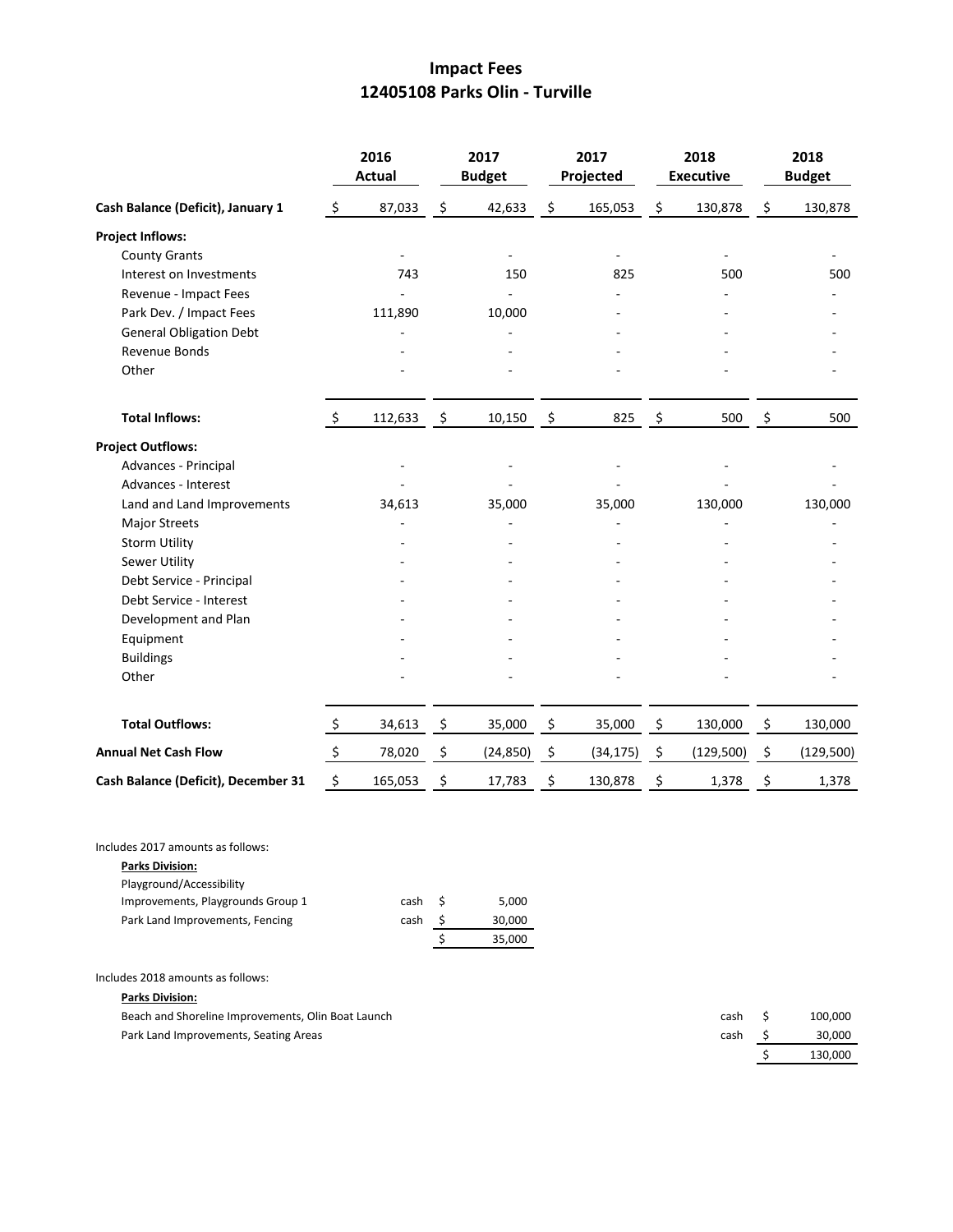# Impact Fees
## 12405108 Parks Olin - Turville

| | 2016 Actual | 2017 Budget | 2017 Projected | 2018 Executive | 2018 Budget |
|---|---|---|---|---|---|
| **Cash Balance (Deficit), January 1** | $ 87,033 | $ 42,633 | $ 165,053 | $ 130,878 | $ 130,878 |
| **Project Inflows:** | | | | | |
| County Grants | - | - | - | - | - |
| Interest on Investments | 743 | 150 | 825 | 500 | 500 |
| Revenue - Impact Fees | - | - | - | - | - |
| Park Dev. / Impact Fees | 111,890 | 10,000 | - | - | - |
| General Obligation Debt | - | - | - | - | - |
| Revenue Bonds | - | - | - | - | - |
| Other | - | - | - | - | - |
| **Total Inflows:** | $ 112,633 | $ 10,150 | $ 825 | $ 500 | $ 500 |
| **Project Outflows:** | | | | | |
| Advances - Principal | - | - | - | - | - |
| Advances - Interest | - | - | - | - | - |
| Land and Land Improvements | 34,613 | 35,000 | 35,000 | 130,000 | 130,000 |
| Major Streets | - | - | - | - | - |
| Storm Utility | - | - | - | - | - |
| Sewer Utility | - | - | - | - | - |
| Debt Service - Principal | - | - | - | - | - |
| Debt Service - Interest | - | - | - | - | - |
| Development and Plan | - | - | - | - | - |
| Equipment | - | - | - | - | - |
| Buildings | - | - | - | - | - |
| Other | - | - | - | - | - |
| **Total Outflows:** | $ 34,613 | $ 35,000 | $ 35,000 | $ 130,000 | $ 130,000 |
| **Annual Net Cash Flow** | $ 78,020 | $ (24,850) | $ (34,175) | $ (129,500) | $ (129,500) |
| **Cash Balance (Deficit), December 31** | $ 165,053 | $ 17,783 | $ 130,878 | $ 1,378 | $ 1,378 |

Includes 2017 amounts as follows:

**Parks Division:**

| | | |
|---|---|---|
| Playground/Accessibility Improvements, Playgrounds Group 1 | cash | $ 5,000 |
| Park Land Improvements, Fencing | cash | $ 30,000 |
| | | $ 35,000 |

Includes 2018 amounts as follows:

**Parks Division:**

| | | |
|---|---|---|
| Beach and Shoreline Improvements, Olin Boat Launch | cash | $ 100,000 |
| Park Land Improvements, Seating Areas | cash | $ 30,000 |
| | | $ 130,000 |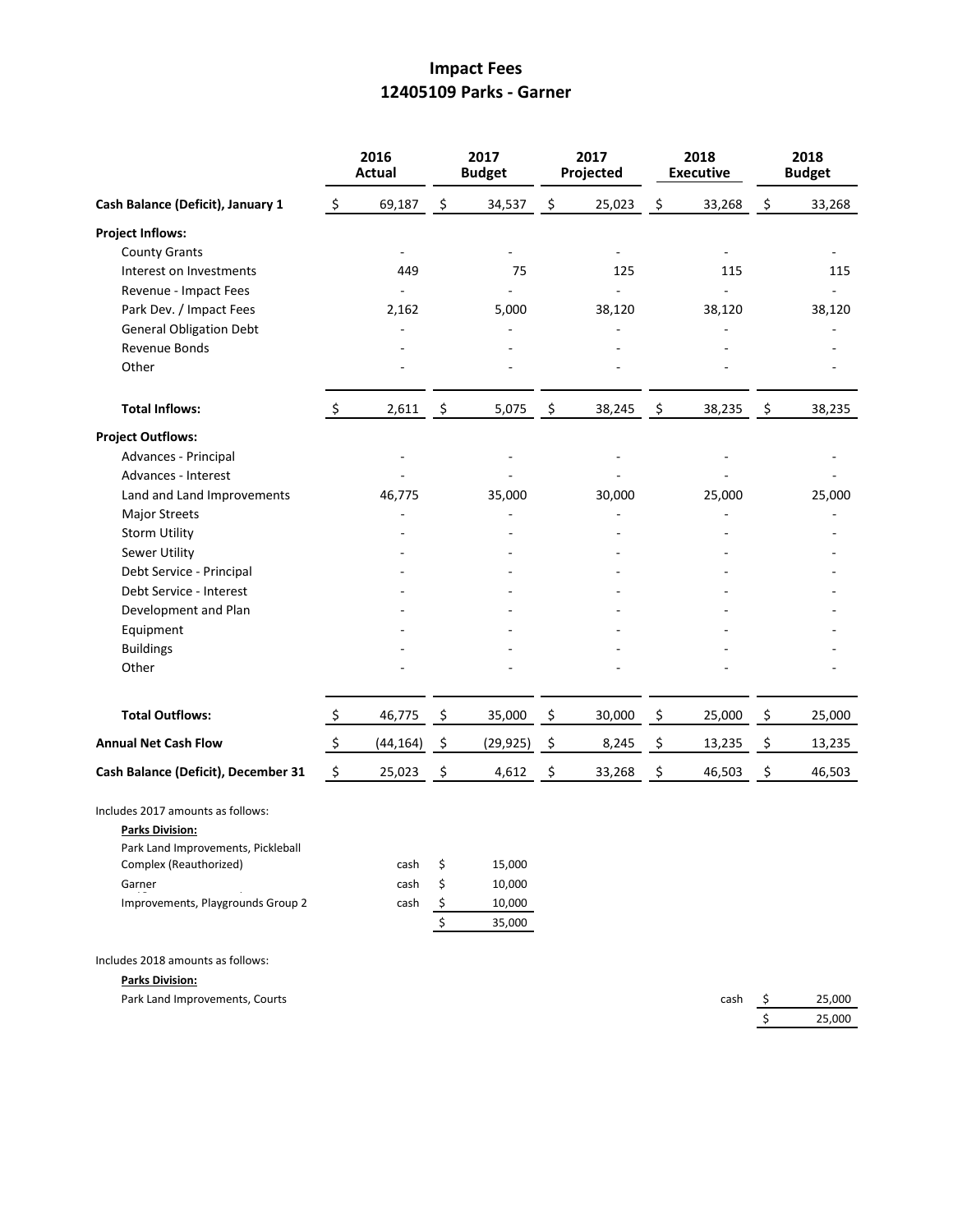# Impact Fees
## 12405109 Parks - Garner

| | 2016 Actual | 2017 Budget | 2017 Projected | 2018 Executive | 2018 Budget |
|---|---|---|---|---|---|
| **Cash Balance (Deficit), January 1** | $ 69,187 | $ 34,537 | $ 25,023 | $ 33,268 | $ 33,268 |
| **Project Inflows:** | | | | | |
| County Grants | - | - | - | - | - |
| Interest on Investments | 449 | 75 | 125 | 115 | 115 |
| Revenue - Impact Fees | - | - | - | - | - |
| Park Dev. / Impact Fees | 2,162 | 5,000 | 38,120 | 38,120 | 38,120 |
| General Obligation Debt | - | - | - | - | - |
| Revenue Bonds | - | - | - | - | - |
| Other | - | - | - | - | - |
| **Total Inflows:** | $ 2,611 | $ 5,075 | $ 38,245 | $ 38,235 | $ 38,235 |
| **Project Outflows:** | | | | | |
| Advances - Principal | - | - | - | - | - |
| Advances - Interest | - | - | - | - | - |
| Land and Land Improvements | 46,775 | 35,000 | 30,000 | 25,000 | 25,000 |
| Major Streets | - | - | - | - | - |
| Storm Utility | - | - | - | - | - |
| Sewer Utility | - | - | - | - | - |
| Debt Service - Principal | - | - | - | - | - |
| Debt Service - Interest | - | - | - | - | - |
| Development and Plan | - | - | - | - | - |
| Equipment | - | - | - | - | - |
| Buildings | - | - | - | - | - |
| Other | - | - | - | - | - |
| **Total Outflows:** | $ 46,775 | $ 35,000 | $ 30,000 | $ 25,000 | $ 25,000 |
| **Annual Net Cash Flow** | $ (44,164) | $ (29,925) | $ 8,245 | $ 13,235 | $ 13,235 |
| **Cash Balance (Deficit), December 31** | $ 25,023 | $ 4,612 | $ 33,268 | $ 46,503 | $ 46,503 |

Includes 2017 amounts as follows:

**Parks Division:**

| | | |
|---|---|---|
| Park Land Improvements, Pickleball Complex (Reauthorized) | cash | $ 15,000 |
| Garner | cash | $ 10,000 |
| Improvements, Playgrounds Group 2 | cash | $ 10,000 |
| | | $ 35,000 |

Includes 2018 amounts as follows:

**Parks Division:**

| | | |
|---|---|---|
| Park Land Improvements, Courts | cash | $ 25,000 |
| | | $ 25,000 |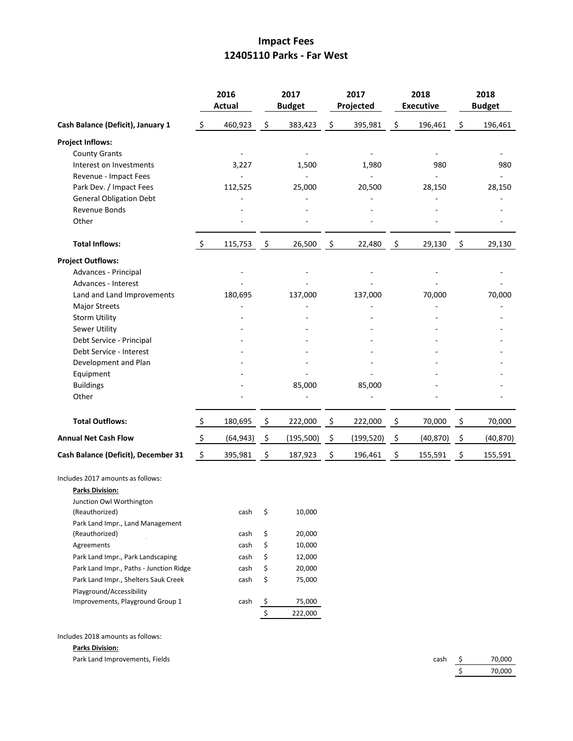# Impact Fees
## 12405110 Parks - Far West

| | 2016 Actual | 2017 Budget | 2017 Projected | 2018 Executive | 2018 Budget |
|---|---|---|---|---|---|
| **Cash Balance (Deficit), January 1** | $ 460,923 | $ 383,423 | $ 395,981 | $ 196,461 | $ 196,461 |
| **Project Inflows:** | | | | | |
| County Grants | - | - | - | - | - |
| Interest on Investments | 3,227 | 1,500 | 1,980 | 980 | 980 |
| Revenue - Impact Fees | - | - | - | - | - |
| Park Dev. / Impact Fees | 112,525 | 25,000 | 20,500 | 28,150 | 28,150 |
| General Obligation Debt | - | - | - | - | - |
| Revenue Bonds | - | - | - | - | - |
| Other | - | - | - | - | - |
| **Total Inflows:** | $ 115,753 | $ 26,500 | $ 22,480 | $ 29,130 | $ 29,130 |
| **Project Outflows:** | | | | | |
| Advances - Principal | - | - | - | - | - |
| Advances - Interest | - | - | - | - | - |
| Land and Land Improvements | 180,695 | 137,000 | 137,000 | 70,000 | 70,000 |
| Major Streets | - | - | - | - | - |
| Storm Utility | - | - | - | - | - |
| Sewer Utility | - | - | - | - | - |
| Debt Service - Principal | - | - | - | - | - |
| Debt Service - Interest | - | - | - | - | - |
| Development and Plan | - | - | - | - | - |
| Equipment | - | - | - | - | - |
| Buildings | - | 85,000 | 85,000 | - | - |
| Other | - | - | - | - | - |
| **Total Outflows:** | $ 180,695 | $ 222,000 | $ 222,000 | $ 70,000 | $ 70,000 |
| **Annual Net Cash Flow** | $ (64,943) | $ (195,500) | $ (199,520) | $ (40,870) | $ (40,870) |
| **Cash Balance (Deficit), December 31** | $ 395,981 | $ 187,923 | $ 196,461 | $ 155,591 | $ 155,591 |

Includes 2017 amounts as follows:

**Parks Division:**

| | | |
|---|---|---|
| Junction Owl Worthington (Reauthorized) | cash | $ 10,000 |
| Park Land Impr., Land Management (Reauthorized) | cash | $ 20,000 |
| Agreements | cash | $ 10,000 |
| Park Land Impr., Park Landscaping | cash | $ 12,000 |
| Park Land Impr., Paths - Junction Ridge | cash | $ 20,000 |
| Park Land Impr., Shelters Sauk Creek | cash | $ 75,000 |
| Playground/Accessibility Improvements, Playground Group 1 | cash | $ 75,000 |
| | | $ 222,000 |

Includes 2018 amounts as follows:

**Parks Division:**

| | | |
|---|---|---|
| Park Land Improvements, Fields | cash | $ 70,000 |
| | | $ 70,000 |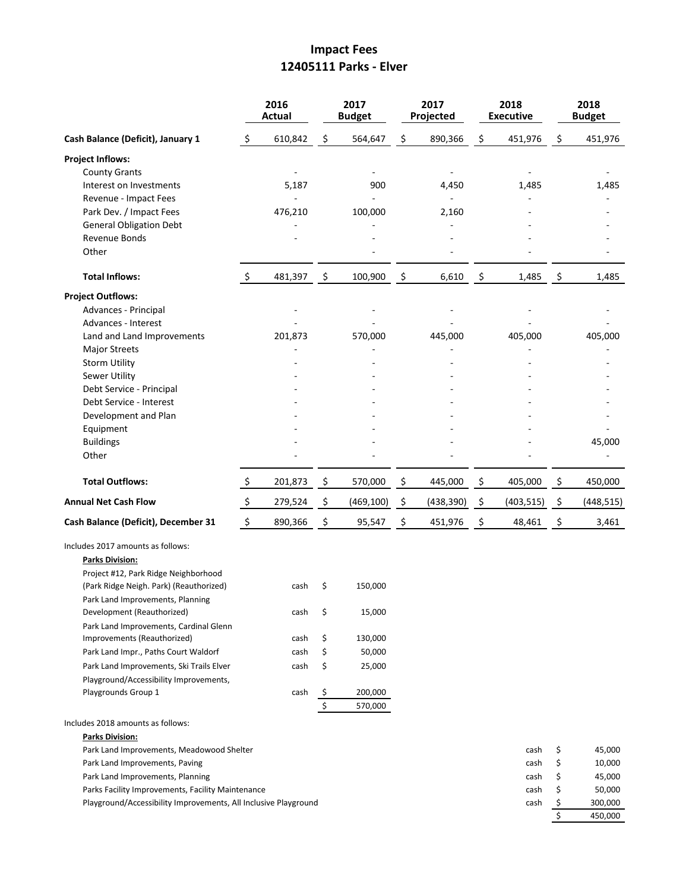# Impact Fees
## 12405111 Parks - Elver

| | 2016 Actual | 2017 Budget | 2017 Projected | 2018 Executive | 2018 Budget |
|---|---|---|---|---|---|
| **Cash Balance (Deficit), January 1** | $ 610,842 | $ 564,647 | $ 890,366 | $ 451,976 | $ 451,976 |
| **Project Inflows:** | | | | | |
| County Grants | - | - | - | - | - |
| Interest on Investments | 5,187 | 900 | 4,450 | 1,485 | 1,485 |
| Revenue - Impact Fees | - | - | - | - | - |
| Park Dev. / Impact Fees | 476,210 | 100,000 | 2,160 | - | - |
| General Obligation Debt | - | - | - | - | - |
| Revenue Bonds | - | - | - | - | - |
| Other | | - | - | - | - |
| **Total Inflows:** | $ 481,397 | $ 100,900 | $ 6,610 | $ 1,485 | $ 1,485 |
| **Project Outflows:** | | | | | |
| Advances - Principal | - | - | - | - | - |
| Advances - Interest | - | - | - | - | - |
| Land and Land Improvements | 201,873 | 570,000 | 445,000 | 405,000 | 405,000 |
| Major Streets | - | - | - | - | - |
| Storm Utility | - | - | - | - | - |
| Sewer Utility | - | - | - | - | - |
| Debt Service - Principal | - | - | - | - | - |
| Debt Service - Interest | - | - | - | - | - |
| Development and Plan | - | - | - | - | - |
| Equipment | - | - | - | - | - |
| Buildings | - | - | - | - | 45,000 |
| Other | - | - | - | - | - |
| **Total Outflows:** | $ 201,873 | $ 570,000 | $ 445,000 | $ 405,000 | $ 450,000 |
| **Annual Net Cash Flow** | $ 279,524 | $ (469,100) | $ (438,390) | $ (403,515) | $ (448,515) |
| **Cash Balance (Deficit), December 31** | $ 890,366 | $ 95,547 | $ 451,976 | $ 48,461 | $ 3,461 |

Includes 2017 amounts as follows:

**Parks Division:**

| | | |
|---|---|---|
| Project #12, Park Ridge Neighborhood (Park Ridge Neigh. Park) (Reauthorized) | cash | $ 150,000 |
| Park Land Improvements, Planning Development (Reauthorized) | cash | $ 15,000 |
| Park Land Improvements, Cardinal Glenn Improvements (Reauthorized) | cash | $ 130,000 |
| Park Land Impr., Paths Court Waldorf | cash | $ 50,000 |
| Park Land Improvements, Ski Trails Elver | cash | $ 25,000 |
| Playground/Accessibility Improvements, Playgrounds Group 1 | cash | $ 200,000 |
| | | $ 570,000 |

Includes 2018 amounts as follows:

**Parks Division:**

| | | |
|---|---|---|
| Park Land Improvements, Meadowood Shelter | cash | $ 45,000 |
| Park Land Improvements, Paving | cash | $ 10,000 |
| Park Land Improvements, Planning | cash | $ 45,000 |
| Parks Facility Improvements, Facility Maintenance | cash | $ 50,000 |
| Playground/Accessibility Improvements, All Inclusive Playground | cash | $ 300,000 |
| | | $ 450,000 |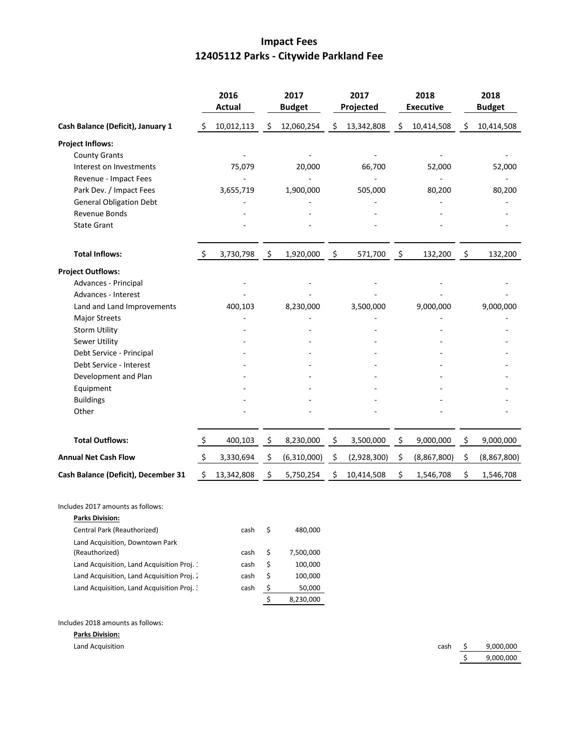# Impact Fees
## 12405112 Parks - Citywide Parkland Fee

| | 2016 Actual | 2017 Budget | 2017 Projected | 2018 Executive | 2018 Budget |
|---|---|---|---|---|---|
| **Cash Balance (Deficit), January 1** | $ 10,012,113 | $ 12,060,254 | $ 13,342,808 | $ 10,414,508 | $ 10,414,508 |
| **Project Inflows:** | | | | | |
| County Grants | - | - | - | - | - |
| Interest on Investments | 75,079 | 20,000 | 66,700 | 52,000 | 52,000 |
| Revenue - Impact Fees | - | - | - | - | - |
| Park Dev. / Impact Fees | 3,655,719 | 1,900,000 | 505,000 | 80,200 | 80,200 |
| General Obligation Debt | - | - | - | - | - |
| Revenue Bonds | - | - | - | - | - |
| State Grant | - | - | - | - | - |
| **Total Inflows:** | $ 3,730,798 | $ 1,920,000 | $ 571,700 | $ 132,200 | $ 132,200 |
| **Project Outflows:** | | | | | |
| Advances - Principal | - | - | - | - | - |
| Advances - Interest | - | - | - | - | - |
| Land and Land Improvements | 400,103 | 8,230,000 | 3,500,000 | 9,000,000 | 9,000,000 |
| Major Streets | - | - | - | - | - |
| Storm Utility | - | - | - | - | - |
| Sewer Utility | - | - | - | - | - |
| Debt Service - Principal | - | - | - | - | - |
| Debt Service - Interest | - | - | - | - | - |
| Development and Plan | - | - | - | - | - |
| Equipment | - | - | - | - | - |
| Buildings | - | - | - | - | - |
| Other | - | - | - | - | - |
| **Total Outflows:** | $ 400,103 | $ 8,230,000 | $ 3,500,000 | $ 9,000,000 | $ 9,000,000 |
| **Annual Net Cash Flow** | $ 3,330,694 | $ (6,310,000) | $ (2,928,300) | $ (8,867,800) | $ (8,867,800) |
| **Cash Balance (Deficit), December 31** | $ 13,342,808 | $ 5,750,254 | $ 10,414,508 | $ 1,546,708 | $ 1,546,708 |

Includes 2017 amounts as follows:

**Parks Division:**

| | | |
|---|---|---|
| Central Park (Reauthorized) | cash | $ 480,000 |
| Land Acquisition, Downtown Park (Reauthorized) | cash | $ 7,500,000 |
| Land Acquisition, Land Acquisition Proj. 1 | cash | $ 100,000 |
| Land Acquisition, Land Acquisition Proj. 2 | cash | $ 100,000 |
| Land Acquisition, Land Acquisition Proj. 3 | cash | $ 50,000 |
| | | $ 8,230,000 |

Includes 2018 amounts as follows:

**Parks Division:**

| | | |
|---|---|---|
| Land Acquisition | cash | $ 9,000,000 |
| | | $ 9,000,000 |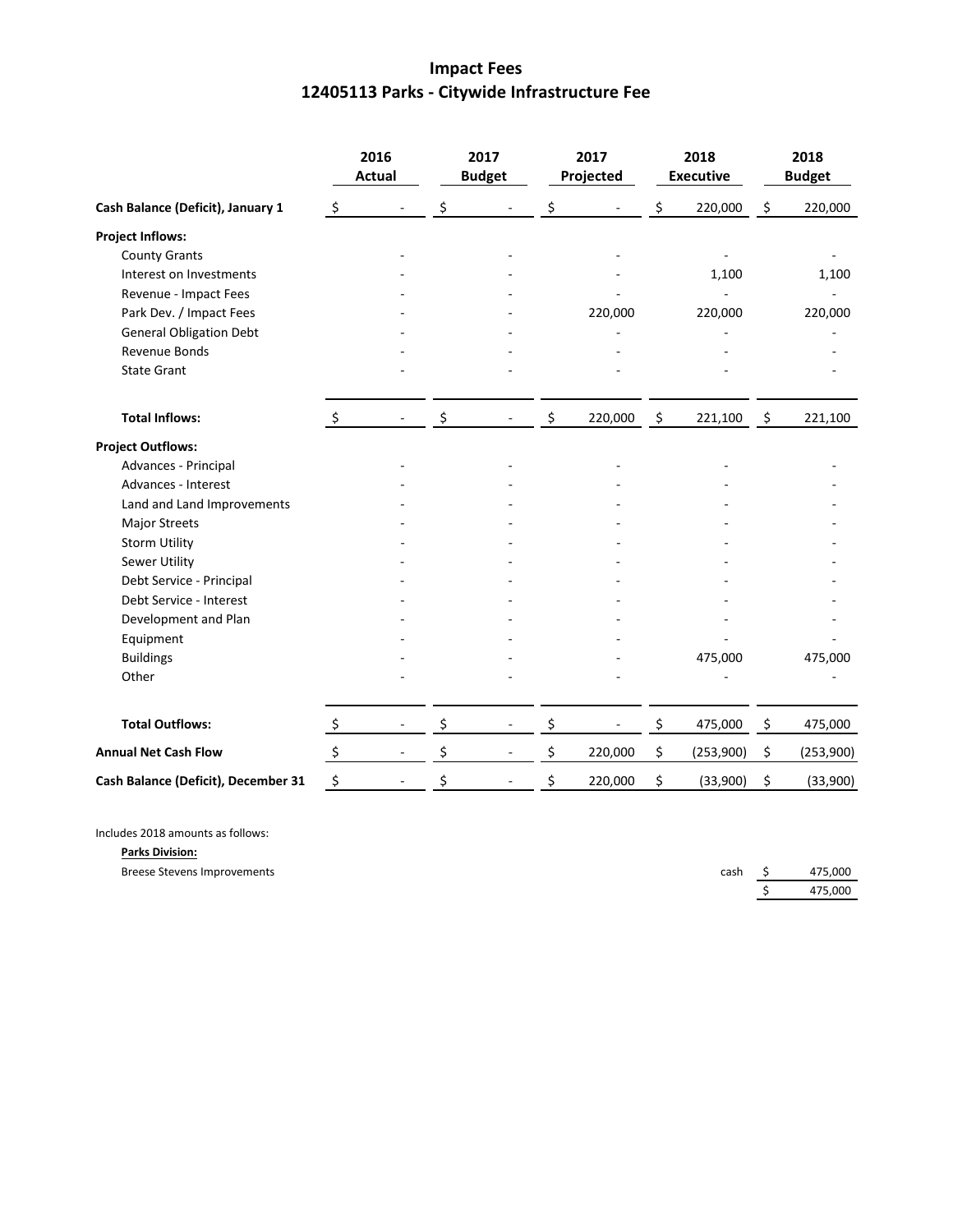# Impact Fees
## 12405113 Parks - Citywide Infrastructure Fee

| | 2016 Actual | 2017 Budget | 2017 Projected | 2018 Executive | 2018 Budget |
|---|---|---|---|---|---|
| **Cash Balance (Deficit), January 1** | $ - | $ - | $ - | $ 220,000 | $ 220,000 |
| **Project Inflows:** | | | | | |
| County Grants | - | - | - | - | - |
| Interest on Investments | - | - | - | 1,100 | 1,100 |
| Revenue - Impact Fees | - | - | - | - | - |
| Park Dev. / Impact Fees | - | - | 220,000 | 220,000 | 220,000 |
| General Obligation Debt | - | - | - | - | - |
| Revenue Bonds | - | - | - | - | - |
| State Grant | - | - | - | - | - |
| **Total Inflows:** | $ - | $ - | $ 220,000 | $ 221,100 | $ 221,100 |
| **Project Outflows:** | | | | | |
| Advances - Principal | - | - | - | - | - |
| Advances - Interest | - | - | - | - | - |
| Land and Land Improvements | - | - | - | - | - |
| Major Streets | - | - | - | - | - |
| Storm Utility | - | - | - | - | - |
| Sewer Utility | - | - | - | - | - |
| Debt Service - Principal | - | - | - | - | - |
| Debt Service - Interest | - | - | - | - | - |
| Development and Plan | - | - | - | - | - |
| Equipment | - | - | - | - | - |
| Buildings | - | - | - | 475,000 | 475,000 |
| Other | - | - | - | - | - |
| **Total Outflows:** | $ - | $ - | $ - | $ 475,000 | $ 475,000 |
| **Annual Net Cash Flow** | $ - | $ - | $ 220,000 | $ (253,900) | $ (253,900) |
| **Cash Balance (Deficit), December 31** | $ - | $ - | $ 220,000 | $ (33,900) | $ (33,900) |

Includes 2018 amounts as follows:

**Parks Division:**

| | | |
|---|---|---|
| Breese Stevens Improvements | cash | $ 475,000 |
| | | $ 475,000 |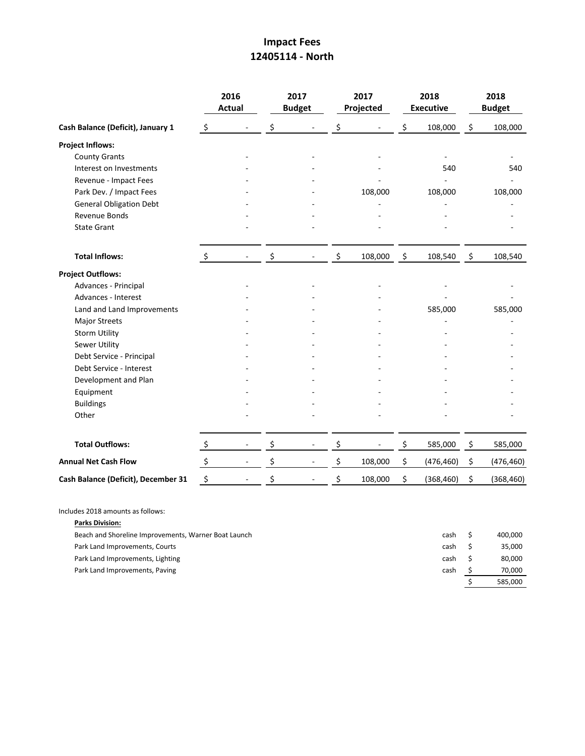# Impact Fees
## 12405114 - North

| | 2016 Actual | 2017 Budget | 2017 Projected | 2018 Executive | 2018 Budget |
|---|---|---|---|---|---|
| **Cash Balance (Deficit), January 1** | $ - | $ - | $ - | $ 108,000 | $ 108,000 |
| **Project Inflows:** | | | | | |
| County Grants | - | - | - | - | - |
| Interest on Investments | - | - | - | 540 | 540 |
| Revenue - Impact Fees | - | - | - | - | - |
| Park Dev. / Impact Fees | - | - | 108,000 | 108,000 | 108,000 |
| General Obligation Debt | - | - | - | - | - |
| Revenue Bonds | - | - | - | - | - |
| State Grant | - | - | - | - | - |
| **Total Inflows:** | $ - | $ - | $ 108,000 | $ 108,540 | $ 108,540 |
| **Project Outflows:** | | | | | |
| Advances - Principal | - | - | - | - | - |
| Advances - Interest | - | - | - | - | - |
| Land and Land Improvements | - | - | - | 585,000 | 585,000 |
| Major Streets | - | - | - | - | - |
| Storm Utility | - | - | - | - | - |
| Sewer Utility | - | - | - | - | - |
| Debt Service - Principal | - | - | - | - | - |
| Debt Service - Interest | - | - | - | - | - |
| Development and Plan | - | - | - | - | - |
| Equipment | - | - | - | - | - |
| Buildings | - | - | - | - | - |
| Other | - | - | - | - | - |
| **Total Outflows:** | $ - | $ - | $ - | $ 585,000 | $ 585,000 |
| **Annual Net Cash Flow** | $ - | $ - | $ 108,000 | $ (476,460) | $ (476,460) |
| **Cash Balance (Deficit), December 31** | $ - | $ - | $ 108,000 | $ (368,460) | $ (368,460) |

Includes 2018 amounts as follows:

**Parks Division:**

| | | |
|---|---|---|
| Beach and Shoreline Improvements, Warner Boat Launch | cash | $ 400,000 |
| Park Land Improvements, Courts | cash | $ 35,000 |
| Park Land Improvements, Lighting | cash | $ 80,000 |
| Park Land Improvements, Paving | cash | $ 70,000 |
| | | $ 585,000 |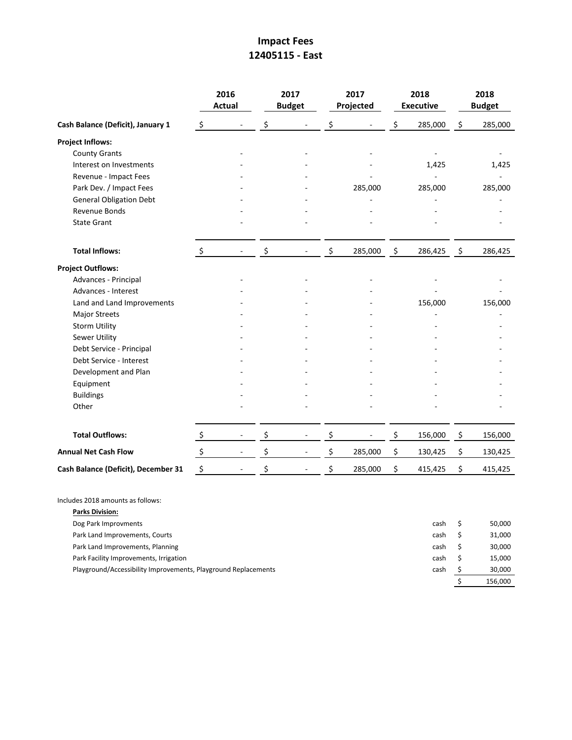# Impact Fees
## 12405115 - East

| | 2016 Actual | 2017 Budget | 2017 Projected | 2018 Executive | 2018 Budget |
|---|---|---|---|---|---|
| **Cash Balance (Deficit), January 1** | $ - | $ - | $ - | $ 285,000 | $ 285,000 |
| **Project Inflows:** | | | | | |
| County Grants | - | - | - | - | - |
| Interest on Investments | - | - | - | 1,425 | 1,425 |
| Revenue - Impact Fees | - | - | - | - | - |
| Park Dev. / Impact Fees | - | - | 285,000 | 285,000 | 285,000 |
| General Obligation Debt | - | - | - | - | - |
| Revenue Bonds | - | - | - | - | - |
| State Grant | - | - | - | - | - |
| **Total Inflows:** | $ - | $ - | $ 285,000 | $ 286,425 | $ 286,425 |
| **Project Outflows:** | | | | | |
| Advances - Principal | - | - | - | - | - |
| Advances - Interest | - | - | - | - | - |
| Land and Land Improvements | - | - | - | 156,000 | 156,000 |
| Major Streets | - | - | - | - | - |
| Storm Utility | - | - | - | - | - |
| Sewer Utility | - | - | - | - | - |
| Debt Service - Principal | - | - | - | - | - |
| Debt Service - Interest | - | - | - | - | - |
| Development and Plan | - | - | - | - | - |
| Equipment | - | - | - | - | - |
| Buildings | - | - | - | - | - |
| Other | - | - | - | - | - |
| **Total Outflows:** | $ - | $ - | $ - | $ 156,000 | $ 156,000 |
| **Annual Net Cash Flow** | $ - | $ - | $ 285,000 | $ 130,425 | $ 130,425 |
| **Cash Balance (Deficit), December 31** | $ - | $ - | $ 285,000 | $ 415,425 | $ 415,425 |

Includes 2018 amounts as follows:

| **Parks Division:** | | |
|---|---|---|
| Dog Park Improvments | cash | $ 50,000 |
| Park Land Improvements, Courts | cash | $ 31,000 |
| Park Land Improvements, Planning | cash | $ 30,000 |
| Park Facility Improvements, Irrigation | cash | $ 15,000 |
| Playground/Accessibility Improvements, Playground Replacements | cash | $ 30,000 |
| | | $ 156,000 |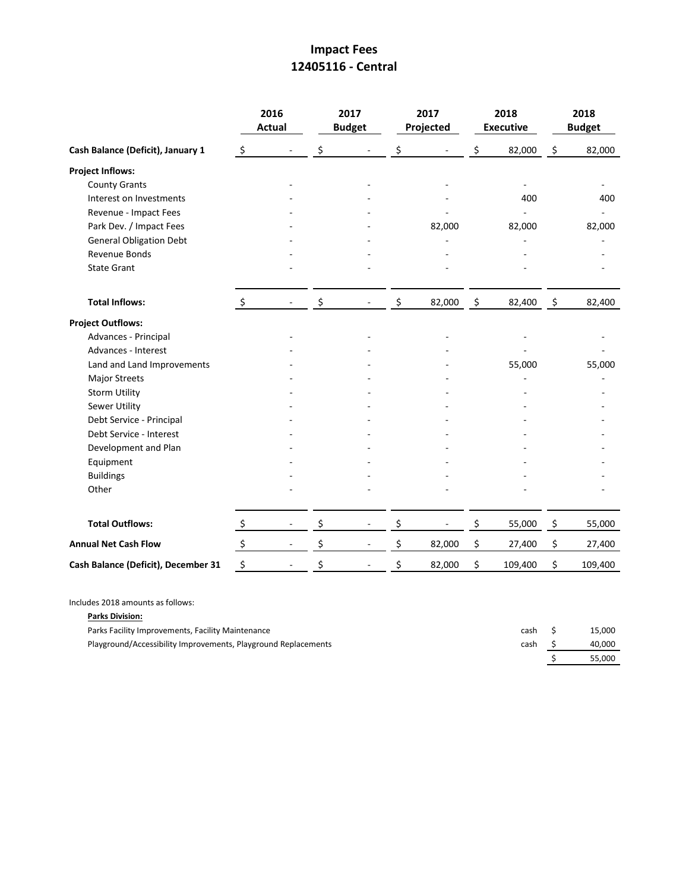# Impact Fees
## 12405116 - Central

| | 2016 Actual | 2017 Budget | 2017 Projected | 2018 Executive | 2018 Budget |
|---|---|---|---|---|---|
| **Cash Balance (Deficit), January 1** | $ - | $ - | $ - | $ 82,000 | $ 82,000 |
| **Project Inflows:** | | | | | |
| County Grants | - | - | - | - | - |
| Interest on Investments | - | - | - | 400 | 400 |
| Revenue - Impact Fees | - | - | - | - | - |
| Park Dev. / Impact Fees | - | - | 82,000 | 82,000 | 82,000 |
| General Obligation Debt | - | - | - | - | - |
| Revenue Bonds | - | - | - | - | - |
| State Grant | - | - | - | - | - |
| **Total Inflows:** | $ - | $ - | $ 82,000 | $ 82,400 | $ 82,400 |
| **Project Outflows:** | | | | | |
| Advances - Principal | - | - | - | - | - |
| Advances - Interest | - | - | - | - | - |
| Land and Land Improvements | - | - | - | 55,000 | 55,000 |
| Major Streets | - | - | - | - | - |
| Storm Utility | - | - | - | - | - |
| Sewer Utility | - | - | - | - | - |
| Debt Service - Principal | - | - | - | - | - |
| Debt Service - Interest | - | - | - | - | - |
| Development and Plan | - | - | - | - | - |
| Equipment | - | - | - | - | - |
| Buildings | - | - | - | - | - |
| Other | - | - | - | - | - |
| **Total Outflows:** | $ - | $ - | $ - | $ 55,000 | $ 55,000 |
| **Annual Net Cash Flow** | $ - | $ - | $ 82,000 | $ 27,400 | $ 27,400 |
| **Cash Balance (Deficit), December 31** | $ - | $ - | $ 82,000 | $ 109,400 | $ 109,400 |

Includes 2018 amounts as follows:

**Parks Division:**

| | | |
|---|---|---|
| Parks Facility Improvements, Facility Maintenance | cash | $ 15,000 |
| Playground/Accessibility Improvements, Playground Replacements | cash | $ 40,000 |
| | | $ 55,000 |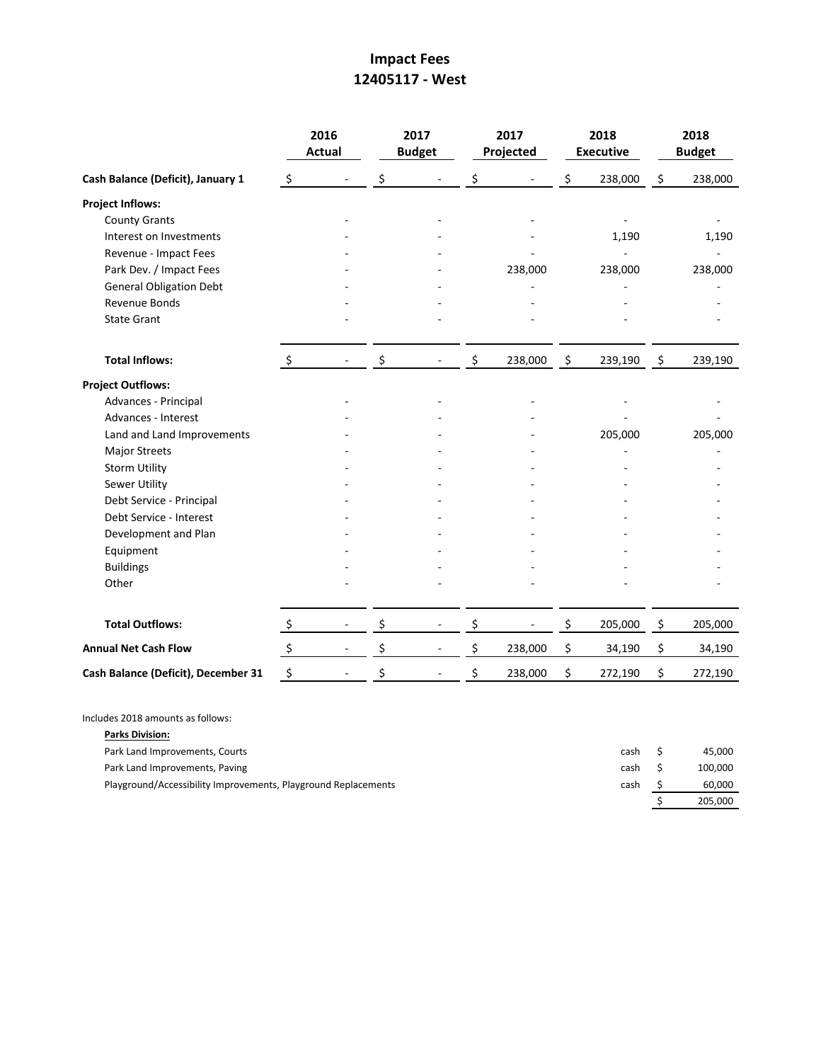# Impact Fees
## 12405117 - West

| | 2016 Actual | 2017 Budget | 2017 Projected | 2018 Executive | 2018 Budget |
|---|---|---|---|---|---|
| **Cash Balance (Deficit), January 1** | $ - | $ - | $ - | $ 238,000 | $ 238,000 |
| **Project Inflows:** | | | | | |
| County Grants | - | - | - | - | - |
| Interest on Investments | - | - | - | 1,190 | 1,190 |
| Revenue - Impact Fees | - | - | - | - | - |
| Park Dev. / Impact Fees | - | - | 238,000 | 238,000 | 238,000 |
| General Obligation Debt | - | - | - | - | - |
| Revenue Bonds | - | - | - | - | - |
| State Grant | - | - | - | - | - |
| **Total Inflows:** | $ - | $ - | $ 238,000 | $ 239,190 | $ 239,190 |
| **Project Outflows:** | | | | | |
| Advances - Principal | - | - | - | - | - |
| Advances - Interest | - | - | - | - | - |
| Land and Land Improvements | - | - | - | 205,000 | 205,000 |
| Major Streets | - | - | - | - | - |
| Storm Utility | - | - | - | - | - |
| Sewer Utility | - | - | - | - | - |
| Debt Service - Principal | - | - | - | - | - |
| Debt Service - Interest | - | - | - | - | - |
| Development and Plan | - | - | - | - | - |
| Equipment | - | - | - | - | - |
| Buildings | - | - | - | - | - |
| Other | - | - | - | - | - |
| **Total Outflows:** | $ - | $ - | $ - | $ 205,000 | $ 205,000 |
| **Annual Net Cash Flow** | $ - | $ - | $ 238,000 | $ 34,190 | $ 34,190 |
| **Cash Balance (Deficit), December 31** | $ - | $ - | $ 238,000 | $ 272,190 | $ 272,190 |

Includes 2018 amounts as follows:

**Parks Division:**

| | | |
|---|---|---|
| Park Land Improvements, Courts | cash | $ 45,000 |
| Park Land Improvements, Paving | cash | $ 100,000 |
| Playground/Accessibility Improvements, Playground Replacements | cash | $ 60,000 |
| | | $ 205,000 |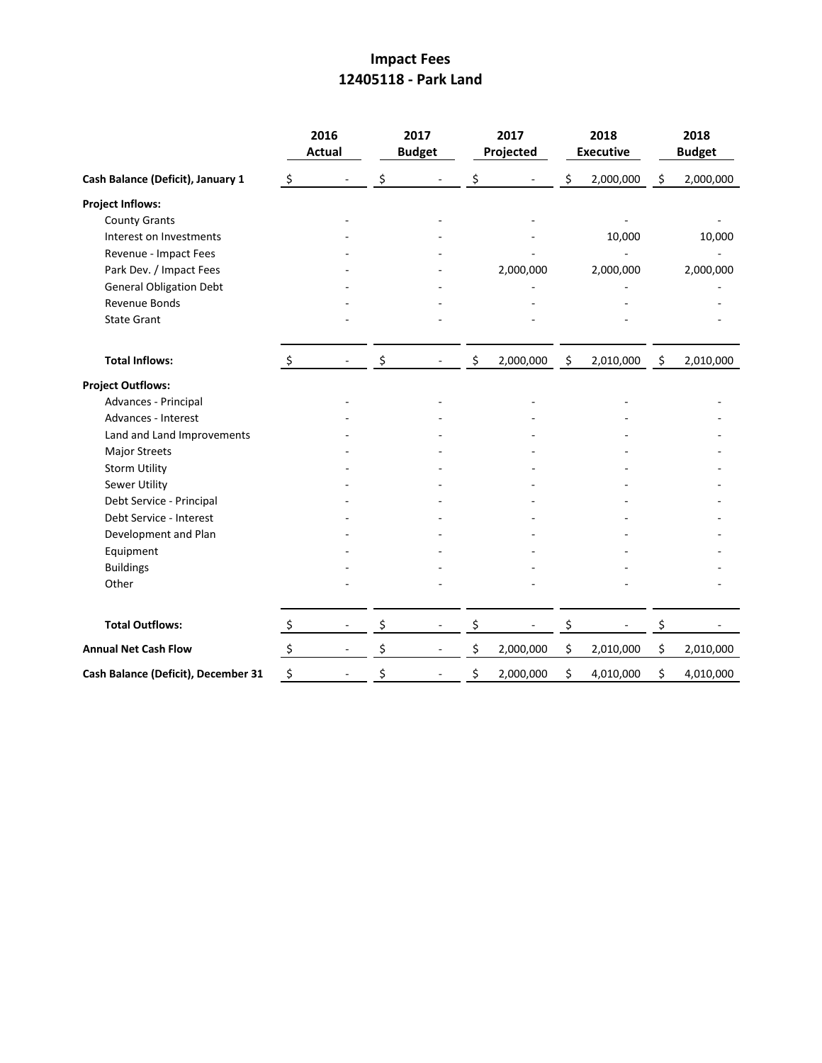# Impact Fees
## 12405118 - Park Land

| | 2016 Actual | 2017 Budget | 2017 Projected | 2018 Executive | 2018 Budget |
|---|---|---|---|---|---|
| **Cash Balance (Deficit), January 1** | $ - | $ - | $ - | $ 2,000,000 | $ 2,000,000 |
| **Project Inflows:** | | | | | |
| County Grants | - | - | - | - | - |
| Interest on Investments | - | - | - | 10,000 | 10,000 |
| Revenue - Impact Fees | - | - | - | - | - |
| Park Dev. / Impact Fees | - | - | 2,000,000 | 2,000,000 | 2,000,000 |
| General Obligation Debt | - | - | - | - | - |
| Revenue Bonds | - | - | - | - | - |
| State Grant | - | - | - | - | - |
| **Total Inflows:** | $ - | $ - | $ 2,000,000 | $ 2,010,000 | $ 2,010,000 |
| **Project Outflows:** | | | | | |
| Advances - Principal | - | - | - | - | - |
| Advances - Interest | - | - | - | - | - |
| Land and Land Improvements | - | - | - | - | - |
| Major Streets | - | - | - | - | - |
| Storm Utility | - | - | - | - | - |
| Sewer Utility | - | - | - | - | - |
| Debt Service - Principal | - | - | - | - | - |
| Debt Service - Interest | - | - | - | - | - |
| Development and Plan | - | - | - | - | - |
| Equipment | - | - | - | - | - |
| Buildings | - | - | - | - | - |
| Other | - | - | - | - | - |
| **Total Outflows:** | $ - | $ - | $ - | $ - | $ - |
| **Annual Net Cash Flow** | $ - | $ - | $ 2,000,000 | $ 2,010,000 | $ 2,010,000 |
| **Cash Balance (Deficit), December 31** | $ - | $ - | $ 2,000,000 | $ 4,010,000 | $ 4,010,000 |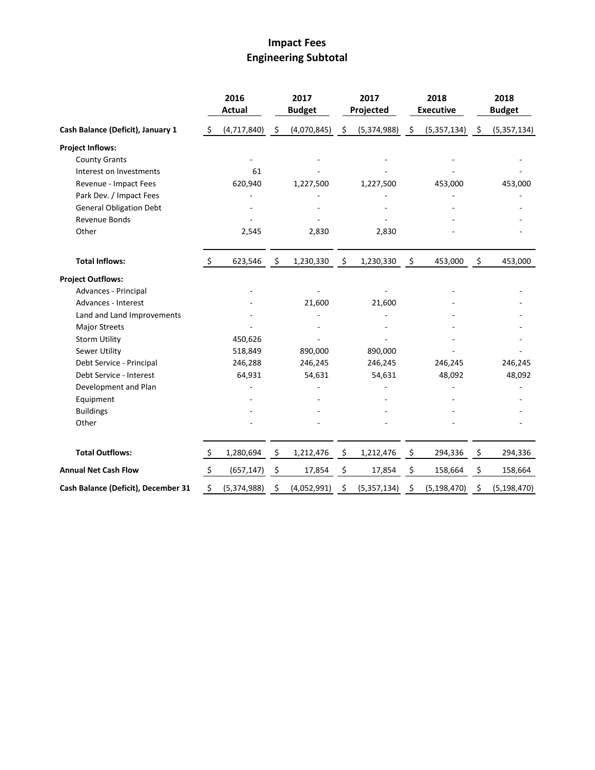# Impact Fees
## Engineering Subtotal

| | 2016 Actual | 2017 Budget | 2017 Projected | 2018 Executive | 2018 Budget |
|---|---|---|---|---|---|
| **Cash Balance (Deficit), January 1** | $ (4,717,840) | $ (4,070,845) | $ (5,374,988) | $ (5,357,134) | $ (5,357,134) |
| **Project Inflows:** | | | | | |
| County Grants | - | - | - | - | - |
| Interest on Investments | 61 | - | - | - | - |
| Revenue - Impact Fees | 620,940 | 1,227,500 | 1,227,500 | 453,000 | 453,000 |
| Park Dev. / Impact Fees | - | - | - | - | - |
| General Obligation Debt | - | - | - | - | - |
| Revenue Bonds | - | - | - | - | - |
| Other | 2,545 | 2,830 | 2,830 | - | - |
| **Total Inflows:** | $ 623,546 | $ 1,230,330 | $ 1,230,330 | $ 453,000 | $ 453,000 |
| **Project Outflows:** | | | | | |
| Advances - Principal | - | - | - | - | - |
| Advances - Interest | - | 21,600 | 21,600 | - | - |
| Land and Land Improvements | - | - | - | - | - |
| Major Streets | - | - | - | - | - |
| Storm Utility | 450,626 | - | - | - | - |
| Sewer Utility | 518,849 | 890,000 | 890,000 | - | - |
| Debt Service - Principal | 246,288 | 246,245 | 246,245 | 246,245 | 246,245 |
| Debt Service - Interest | 64,931 | 54,631 | 54,631 | 48,092 | 48,092 |
| Development and Plan | - | - | - | - | - |
| Equipment | - | - | - | - | - |
| Buildings | - | - | - | - | - |
| Other | - | - | - | - | - |
| **Total Outflows:** | $ 1,280,694 | $ 1,212,476 | $ 1,212,476 | $ 294,336 | $ 294,336 |
| **Annual Net Cash Flow** | $ (657,147) | $ 17,854 | $ 17,854 | $ 158,664 | $ 158,664 |
| **Cash Balance (Deficit), December 31** | $ (5,374,988) | $ (4,052,991) | $ (5,357,134) | $ (5,198,470) | $ (5,198,470) |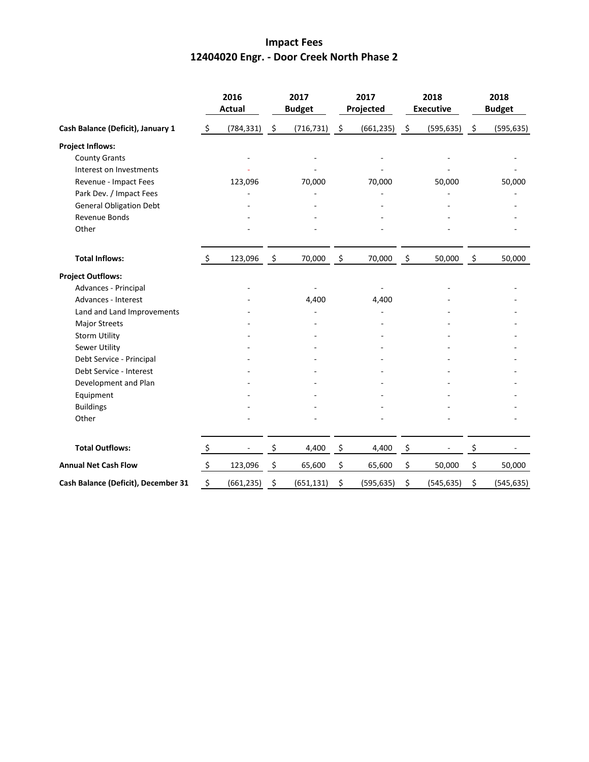# Impact Fees

## 12404020 Engr. - Door Creek North Phase 2

| | 2016 Actual | 2017 Budget | 2017 Projected | 2018 Executive | 2018 Budget |
|---|---|---|---|---|---|
| **Cash Balance (Deficit), January 1** | $ (784,331) | $ (716,731) | $ (661,235) | $ (595,635) | $ (595,635) |
| **Project Inflows:** | | | | | |
| County Grants | - | - | - | - | - |
| Interest on Investments | - | - | - | - | - |
| Revenue - Impact Fees | 123,096 | 70,000 | 70,000 | 50,000 | 50,000 |
| Park Dev. / Impact Fees | - | - | - | - | - |
| General Obligation Debt | - | - | - | - | - |
| Revenue Bonds | - | - | - | - | - |
| Other | - | - | - | - | - |
| **Total Inflows:** | $ 123,096 | $ 70,000 | $ 70,000 | $ 50,000 | $ 50,000 |
| **Project Outflows:** | | | | | |
| Advances - Principal | - | - | - | - | - |
| Advances - Interest | - | 4,400 | 4,400 | - | - |
| Land and Land Improvements | - | - | - | - | - |
| Major Streets | - | - | - | - | - |
| Storm Utility | - | - | - | - | - |
| Sewer Utility | - | - | - | - | - |
| Debt Service - Principal | - | - | - | - | - |
| Debt Service - Interest | - | - | - | - | - |
| Development and Plan | - | - | - | - | - |
| Equipment | - | - | - | - | - |
| Buildings | - | - | - | - | - |
| Other | - | - | - | - | - |
| **Total Outflows:** | $ - | $ 4,400 | $ 4,400 | $ - | $ - |
| **Annual Net Cash Flow** | $ 123,096 | $ 65,600 | $ 65,600 | $ 50,000 | $ 50,000 |
| **Cash Balance (Deficit), December 31** | $ (661,235) | $ (651,131) | $ (595,635) | $ (545,635) | $ (545,635) |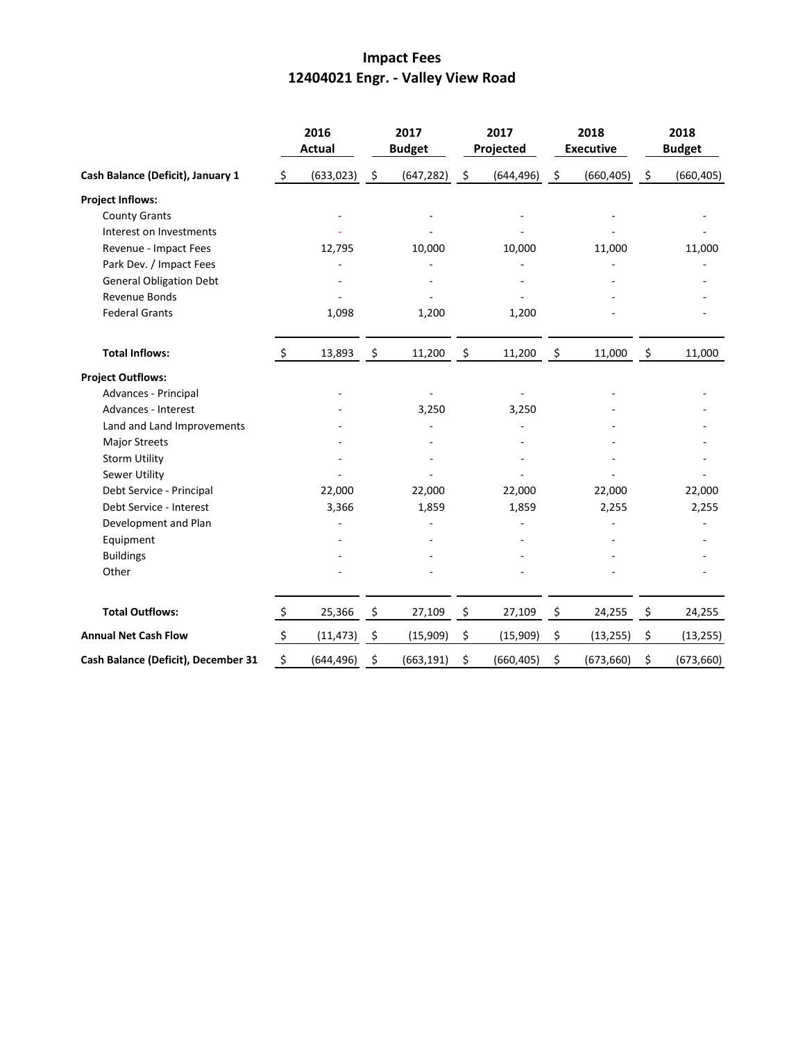# Impact Fees
## 12404021 Engr. - Valley View Road

| | 2016 Actual | 2017 Budget | 2017 Projected | 2018 Executive | 2018 Budget |
|---|---|---|---|---|---|
| **Cash Balance (Deficit), January 1** | $ (633,023) | $ (647,282) | $ (644,496) | $ (660,405) | $ (660,405) |
| **Project Inflows:** | | | | | |
| County Grants | - | - | - | - | - |
| Interest on Investments | - | - | - | - | - |
| Revenue - Impact Fees | 12,795 | 10,000 | 10,000 | 11,000 | 11,000 |
| Park Dev. / Impact Fees | - | - | - | - | - |
| General Obligation Debt | - | - | - | - | - |
| Revenue Bonds | - | - | - | - | - |
| Federal Grants | 1,098 | 1,200 | 1,200 | - | - |
| **Total Inflows:** | $ 13,893 | $ 11,200 | $ 11,200 | $ 11,000 | $ 11,000 |
| **Project Outflows:** | | | | | |
| Advances - Principal | - | - | - | - | - |
| Advances - Interest | - | 3,250 | 3,250 | - | - |
| Land and Land Improvements | - | - | - | - | - |
| Major Streets | - | - | - | - | - |
| Storm Utility | - | - | - | - | - |
| Sewer Utility | - | - | - | - | - |
| Debt Service - Principal | 22,000 | 22,000 | 22,000 | 22,000 | 22,000 |
| Debt Service - Interest | 3,366 | 1,859 | 1,859 | 2,255 | 2,255 |
| Development and Plan | - | - | - | - | - |
| Equipment | - | - | - | - | - |
| Buildings | - | - | - | - | - |
| Other | - | - | - | - | - |
| **Total Outflows:** | $ 25,366 | $ 27,109 | $ 27,109 | $ 24,255 | $ 24,255 |
| **Annual Net Cash Flow** | $ (11,473) | $ (15,909) | $ (15,909) | $ (13,255) | $ (13,255) |
| **Cash Balance (Deficit), December 31** | $ (644,496) | $ (663,191) | $ (660,405) | $ (673,660) | $ (673,660) |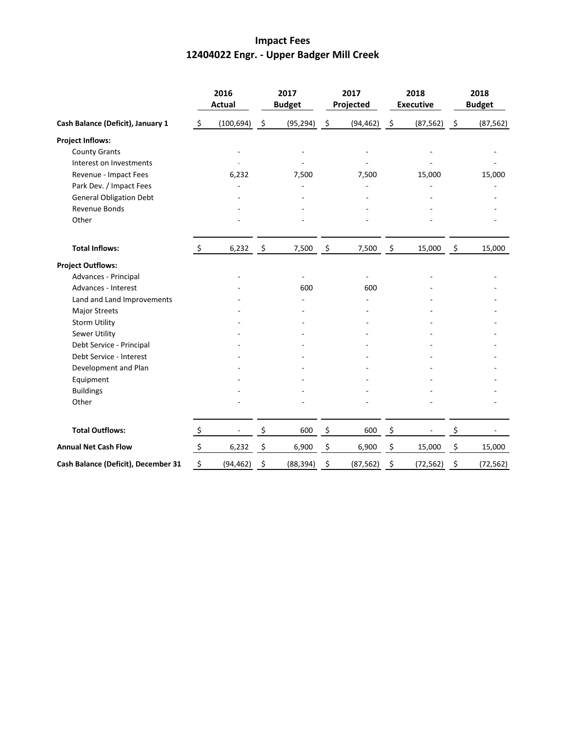# Impact Fees

## 12404022 Engr. - Upper Badger Mill Creek

| | 2016 Actual | 2017 Budget | 2017 Projected | 2018 Executive | 2018 Budget |
|---|---|---|---|---|---|
| **Cash Balance (Deficit), January 1** | $ (100,694) | $ (95,294) | $ (94,462) | $ (87,562) | $ (87,562) |
| **Project Inflows:** | | | | | |
| County Grants | - | - | - | - | - |
| Interest on Investments | - | - | - | - | - |
| Revenue - Impact Fees | 6,232 | 7,500 | 7,500 | 15,000 | 15,000 |
| Park Dev. / Impact Fees | - | - | - | - | - |
| General Obligation Debt | - | - | - | - | - |
| Revenue Bonds | - | - | - | - | - |
| Other | - | - | - | - | - |
| **Total Inflows:** | $ 6,232 | $ 7,500 | $ 7,500 | $ 15,000 | $ 15,000 |
| **Project Outflows:** | | | | | |
| Advances - Principal | - | - | - | - | - |
| Advances - Interest | - | 600 | 600 | - | - |
| Land and Land Improvements | - | - | - | - | - |
| Major Streets | - | - | - | - | - |
| Storm Utility | - | - | - | - | - |
| Sewer Utility | - | - | - | - | - |
| Debt Service - Principal | - | - | - | - | - |
| Debt Service - Interest | - | - | - | - | - |
| Development and Plan | - | - | - | - | - |
| Equipment | - | - | - | - | - |
| Buildings | - | - | - | - | - |
| Other | - | - | - | - | - |
| **Total Outflows:** | $ - | $ 600 | $ 600 | $ - | $ - |
| **Annual Net Cash Flow** | $ 6,232 | $ 6,900 | $ 6,900 | $ 15,000 | $ 15,000 |
| **Cash Balance (Deficit), December 31** | $ (94,462) | $ (88,394) | $ (87,562) | $ (72,562) | $ (72,562) |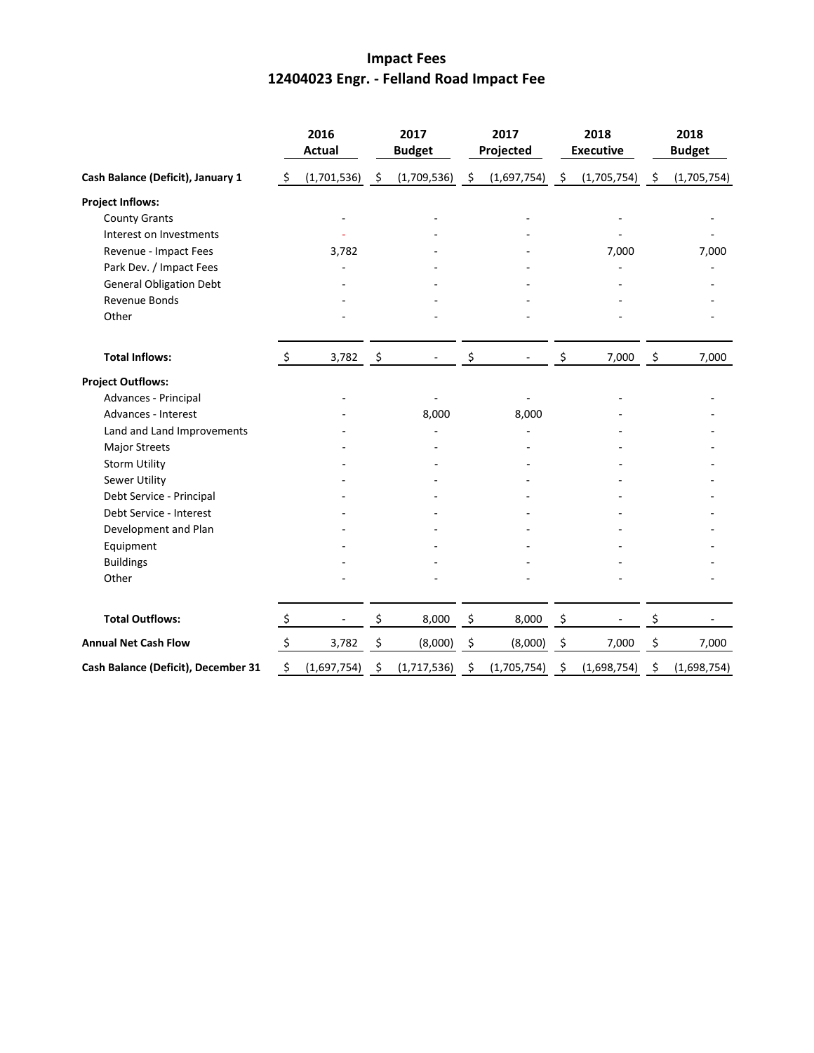# Impact Fees
## 12404023 Engr. - Felland Road Impact Fee

| | 2016 Actual | 2017 Budget | 2017 Projected | 2018 Executive | 2018 Budget |
|---|---|---|---|---|---|
| **Cash Balance (Deficit), January 1** | $ (1,701,536) | $ (1,709,536) | $ (1,697,754) | $ (1,705,754) | $ (1,705,754) |
| **Project Inflows:** | | | | | |
| County Grants | - | - | - | - | - |
| Interest on Investments | - | - | - | - | - |
| Revenue - Impact Fees | 3,782 | - | - | 7,000 | 7,000 |
| Park Dev. / Impact Fees | - | - | - | - | - |
| General Obligation Debt | - | - | - | - | - |
| Revenue Bonds | - | - | - | - | - |
| Other | - | - | - | - | - |
| **Total Inflows:** | $ 3,782 | $ - | $ - | $ 7,000 | $ 7,000 |
| **Project Outflows:** | | | | | |
| Advances - Principal | - | - | - | - | - |
| Advances - Interest | - | 8,000 | 8,000 | - | - |
| Land and Land Improvements | - | - | - | - | - |
| Major Streets | - | - | - | - | - |
| Storm Utility | - | - | - | - | - |
| Sewer Utility | - | - | - | - | - |
| Debt Service - Principal | - | - | - | - | - |
| Debt Service - Interest | - | - | - | - | - |
| Development and Plan | - | - | - | - | - |
| Equipment | - | - | - | - | - |
| Buildings | - | - | - | - | - |
| Other | - | - | - | - | - |
| **Total Outflows:** | $ - | $ 8,000 | $ 8,000 | $ - | $ - |
| **Annual Net Cash Flow** | $ 3,782 | $ (8,000) | $ (8,000) | $ 7,000 | $ 7,000 |
| **Cash Balance (Deficit), December 31** | $ (1,697,754) | $ (1,717,536) | $ (1,705,754) | $ (1,698,754) | $ (1,698,754) |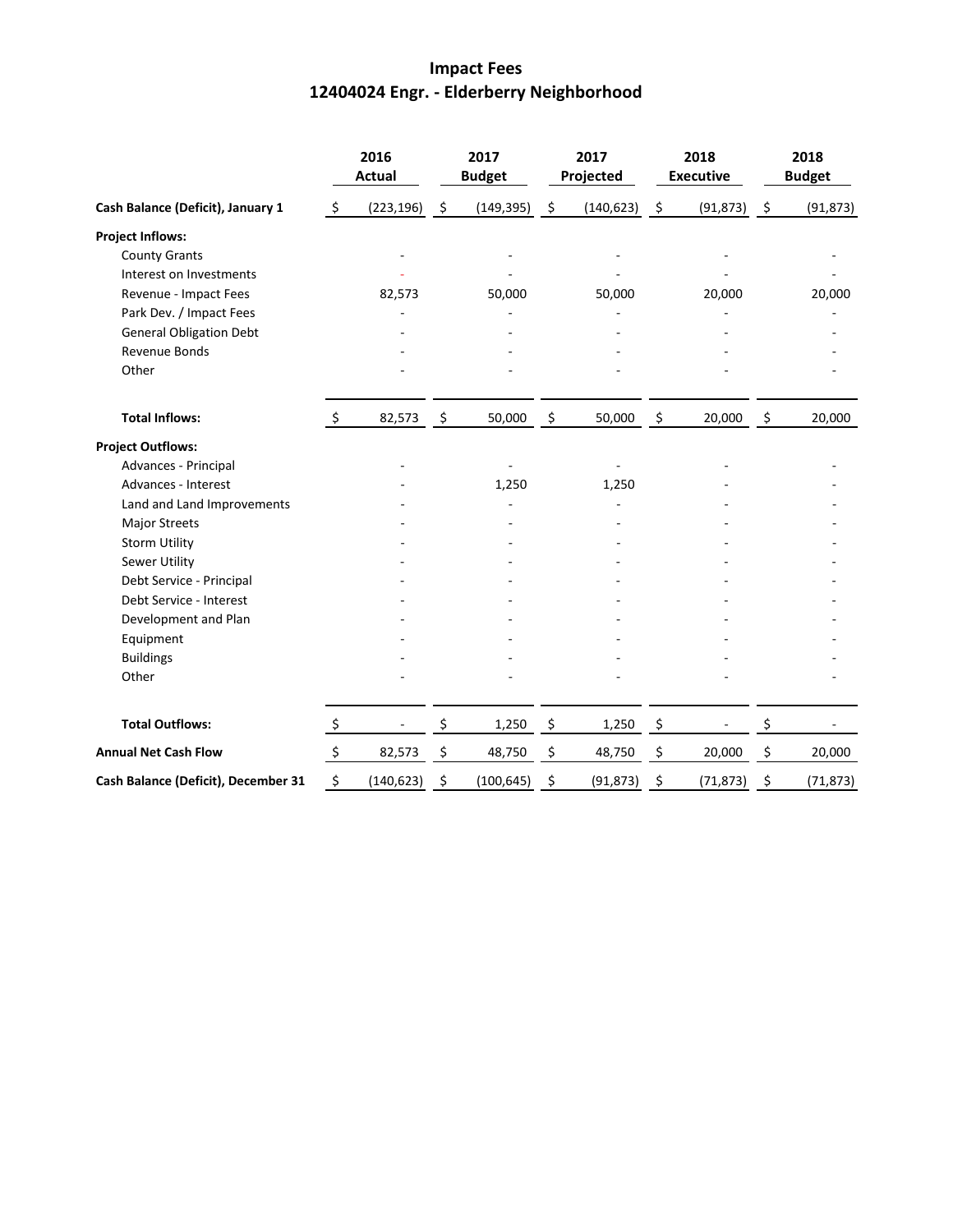# Impact Fees
## 12404024 Engr. - Elderberry Neighborhood

| | 2016 Actual | 2017 Budget | 2017 Projected | 2018 Executive | 2018 Budget |
|---|---|---|---|---|---|
| **Cash Balance (Deficit), January 1** | $ (223,196) | $ (149,395) | $ (140,623) | $ (91,873) | $ (91,873) |
| **Project Inflows:** | | | | | |
| County Grants | - | - | - | - | - |
| Interest on Investments | - | - | - | - | - |
| Revenue - Impact Fees | 82,573 | 50,000 | 50,000 | 20,000 | 20,000 |
| Park Dev. / Impact Fees | - | - | - | - | - |
| General Obligation Debt | - | - | - | - | - |
| Revenue Bonds | - | - | - | - | - |
| Other | - | - | - | - | - |
| **Total Inflows:** | $ 82,573 | $ 50,000 | $ 50,000 | $ 20,000 | $ 20,000 |
| **Project Outflows:** | | | | | |
| Advances - Principal | - | - | - | - | - |
| Advances - Interest | - | 1,250 | 1,250 | - | - |
| Land and Land Improvements | - | - | - | - | - |
| Major Streets | - | - | - | - | - |
| Storm Utility | - | - | - | - | - |
| Sewer Utility | - | - | - | - | - |
| Debt Service - Principal | - | - | - | - | - |
| Debt Service - Interest | - | - | - | - | - |
| Development and Plan | - | - | - | - | - |
| Equipment | - | - | - | - | - |
| Buildings | - | - | - | - | - |
| Other | - | - | - | - | - |
| **Total Outflows:** | $ - | $ 1,250 | $ 1,250 | $ - | $ - |
| **Annual Net Cash Flow** | $ 82,573 | $ 48,750 | $ 48,750 | $ 20,000 | $ 20,000 |
| **Cash Balance (Deficit), December 31** | $ (140,623) | $ (100,645) | $ (91,873) | $ (71,873) | $ (71,873) |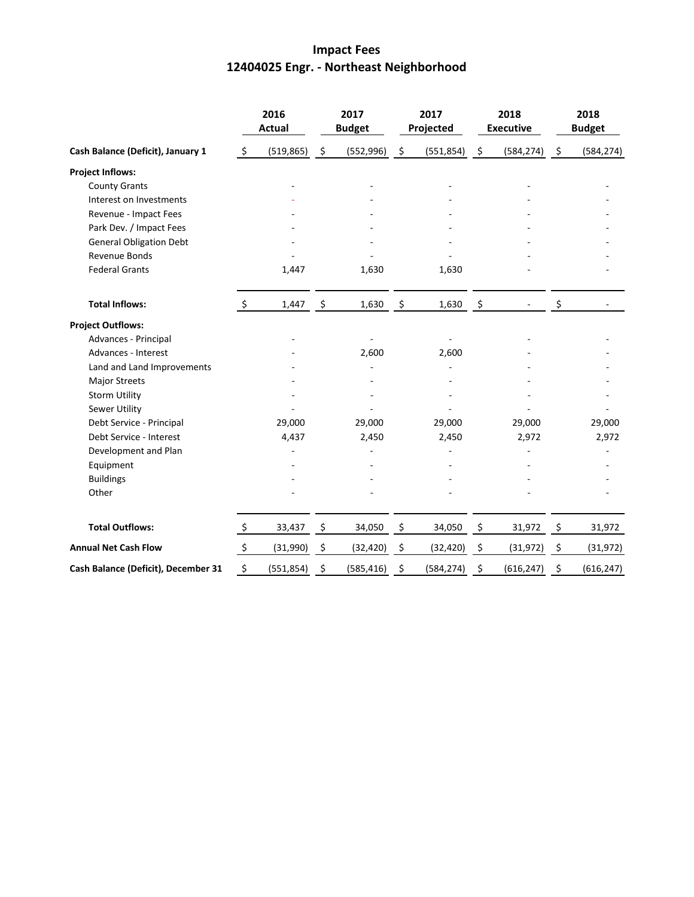# Impact Fees

## 12404025 Engr. - Northeast Neighborhood

| | 2016 Actual | 2017 Budget | 2017 Projected | 2018 Executive | 2018 Budget |
|---|---|---|---|---|---|
| **Cash Balance (Deficit), January 1** | $ (519,865) | $ (552,996) | $ (551,854) | $ (584,274) | $ (584,274) |
| **Project Inflows:** | | | | | |
| County Grants | - | - | - | - | - |
| Interest on Investments | - | - | - | - | - |
| Revenue - Impact Fees | - | - | - | - | - |
| Park Dev. / Impact Fees | - | - | - | - | - |
| General Obligation Debt | - | - | - | - | - |
| Revenue Bonds | - | - | - | - | - |
| Federal Grants | 1,447 | 1,630 | 1,630 | - | - |
| **Total Inflows:** | $ 1,447 | $ 1,630 | $ 1,630 | $ - | $ - |
| **Project Outflows:** | | | | | |
| Advances - Principal | - | - | - | - | - |
| Advances - Interest | - | 2,600 | 2,600 | - | - |
| Land and Land Improvements | - | - | - | - | - |
| Major Streets | - | - | - | - | - |
| Storm Utility | - | - | - | - | - |
| Sewer Utility | - | - | - | - | - |
| Debt Service - Principal | 29,000 | 29,000 | 29,000 | 29,000 | 29,000 |
| Debt Service - Interest | 4,437 | 2,450 | 2,450 | 2,972 | 2,972 |
| Development and Plan | - | - | - | - | - |
| Equipment | - | - | - | - | - |
| Buildings | - | - | - | - | - |
| Other | - | - | - | - | - |
| **Total Outflows:** | $ 33,437 | $ 34,050 | $ 34,050 | $ 31,972 | $ 31,972 |
| **Annual Net Cash Flow** | $ (31,990) | $ (32,420) | $ (32,420) | $ (31,972) | $ (31,972) |
| **Cash Balance (Deficit), December 31** | $ (551,854) | $ (585,416) | $ (584,274) | $ (616,247) | $ (616,247) |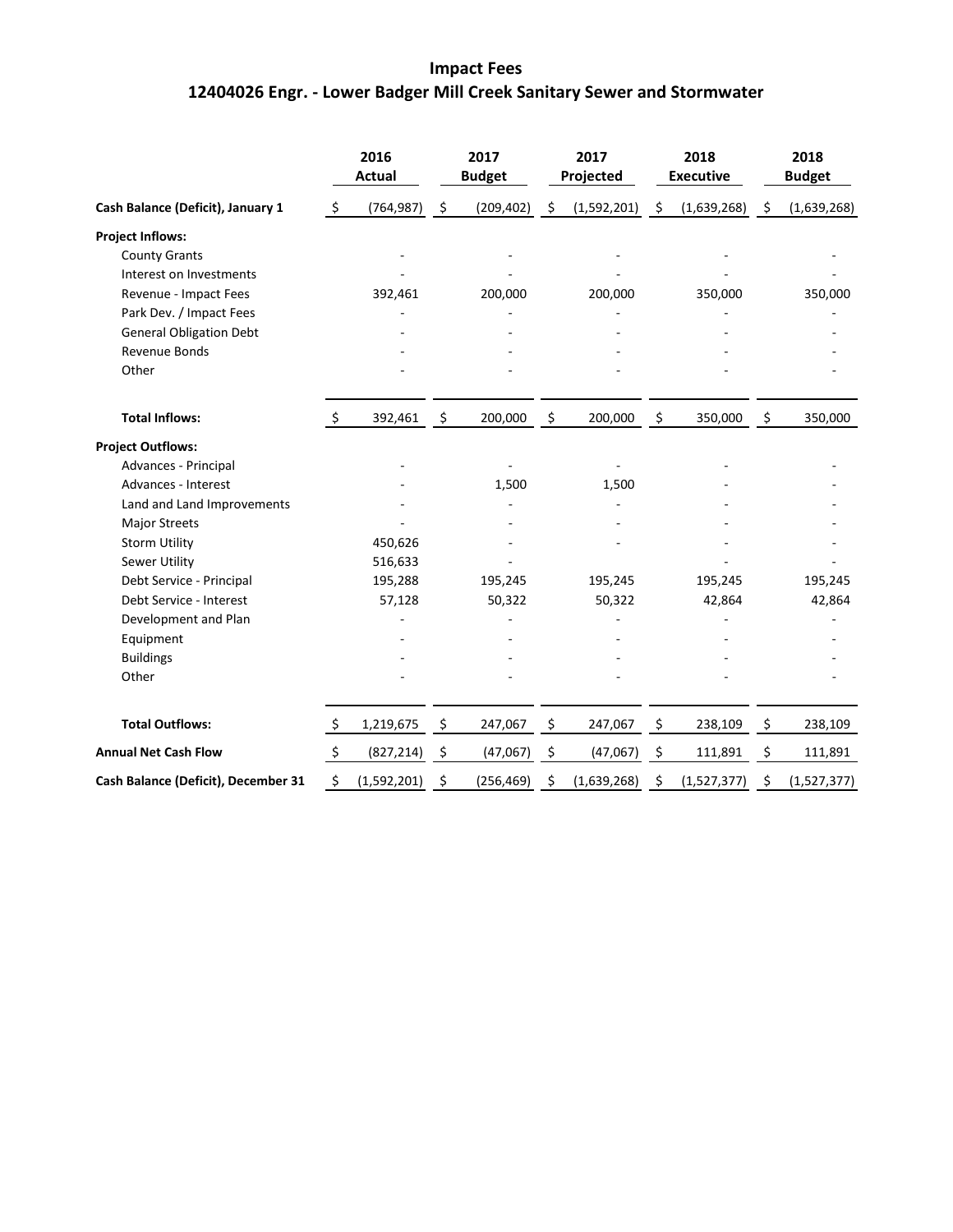# Impact Fees

## 12404026 Engr. - Lower Badger Mill Creek Sanitary Sewer and Stormwater

| | 2016 Actual | 2017 Budget | 2017 Projected | 2018 Executive | 2018 Budget |
|---|---|---|---|---|---|
| **Cash Balance (Deficit), January 1** | $ (764,987) | $ (209,402) | $ (1,592,201) | $ (1,639,268) | $ (1,639,268) |
| **Project Inflows:** | | | | | |
| County Grants | - | - | - | - | - |
| Interest on Investments | - | - | - | - | - |
| Revenue - Impact Fees | 392,461 | 200,000 | 200,000 | 350,000 | 350,000 |
| Park Dev. / Impact Fees | - | - | - | - | - |
| General Obligation Debt | - | - | - | - | - |
| Revenue Bonds | - | - | - | - | - |
| Other | - | - | - | - | - |
| **Total Inflows:** | $ 392,461 | $ 200,000 | $ 200,000 | $ 350,000 | $ 350,000 |
| **Project Outflows:** | | | | | |
| Advances - Principal | - | - | - | - | - |
| Advances - Interest | - | 1,500 | 1,500 | - | - |
| Land and Land Improvements | - | - | - | - | - |
| Major Streets | - | - | - | - | - |
| Storm Utility | 450,626 | - | - | - | - |
| Sewer Utility | 516,633 | - | - | - | - |
| Debt Service - Principal | 195,288 | 195,245 | 195,245 | 195,245 | 195,245 |
| Debt Service - Interest | 57,128 | 50,322 | 50,322 | 42,864 | 42,864 |
| Development and Plan | - | - | - | - | - |
| Equipment | - | - | - | - | - |
| Buildings | - | - | - | - | - |
| Other | - | - | - | - | - |
| **Total Outflows:** | $ 1,219,675 | $ 247,067 | $ 247,067 | $ 238,109 | $ 238,109 |
| **Annual Net Cash Flow** | $ (827,214) | $ (47,067) | $ (47,067) | $ 111,891 | $ 111,891 |
| **Cash Balance (Deficit), December 31** | $ (1,592,201) | $ (256,469) | $ (1,639,268) | $ (1,527,377) | $ (1,527,377) |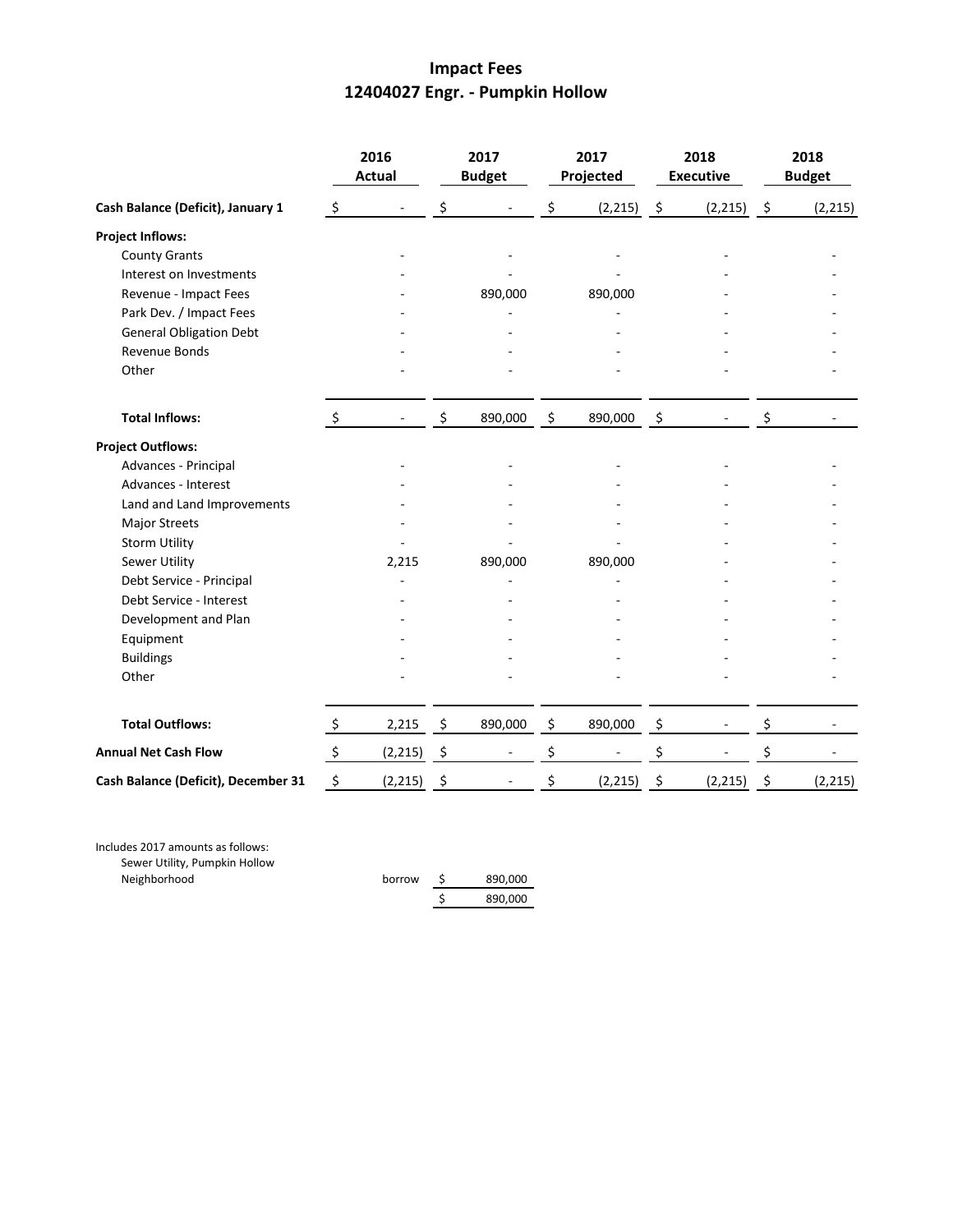# Impact Fees
## 12404027 Engr. - Pumpkin Hollow

| | 2016 Actual | 2017 Budget | 2017 Projected | 2018 Executive | 2018 Budget |
|---|---|---|---|---|---|
| **Cash Balance (Deficit), January 1** | $ - | $ - | $ (2,215) | $ (2,215) | $ (2,215) |
| **Project Inflows:** | | | | | |
| County Grants | - | - | - | - | - |
| Interest on Investments | - | - | - | - | - |
| Revenue - Impact Fees | - | 890,000 | 890,000 | - | - |
| Park Dev. / Impact Fees | - | - | - | - | - |
| General Obligation Debt | - | - | - | - | - |
| Revenue Bonds | - | - | - | - | - |
| Other | - | - | - | - | - |
| **Total Inflows:** | $ - | $ 890,000 | $ 890,000 | $ - | $ - |
| **Project Outflows:** | | | | | |
| Advances - Principal | - | - | - | - | - |
| Advances - Interest | - | - | - | - | - |
| Land and Land Improvements | - | - | - | - | - |
| Major Streets | - | - | - | - | - |
| Storm Utility | - | - | - | - | - |
| Sewer Utility | 2,215 | 890,000 | 890,000 | - | - |
| Debt Service - Principal | - | - | - | - | - |
| Debt Service - Interest | - | - | - | - | - |
| Development and Plan | - | - | - | - | - |
| Equipment | - | - | - | - | - |
| Buildings | - | - | - | - | - |
| Other | - | - | - | - | - |
| **Total Outflows:** | $ 2,215 | $ 890,000 | $ 890,000 | $ - | $ - |
| **Annual Net Cash Flow** | $ (2,215) | $ - | $ - | $ - | $ - |
| **Cash Balance (Deficit), December 31** | $ (2,215) | $ - | $ (2,215) | $ (2,215) | $ (2,215) |

Includes 2017 amounts as follows:

| | | |
|---|---|---|
| Sewer Utility, Pumpkin Hollow Neighborhood | borrow | $ 890,000 |
| | | $ 890,000 |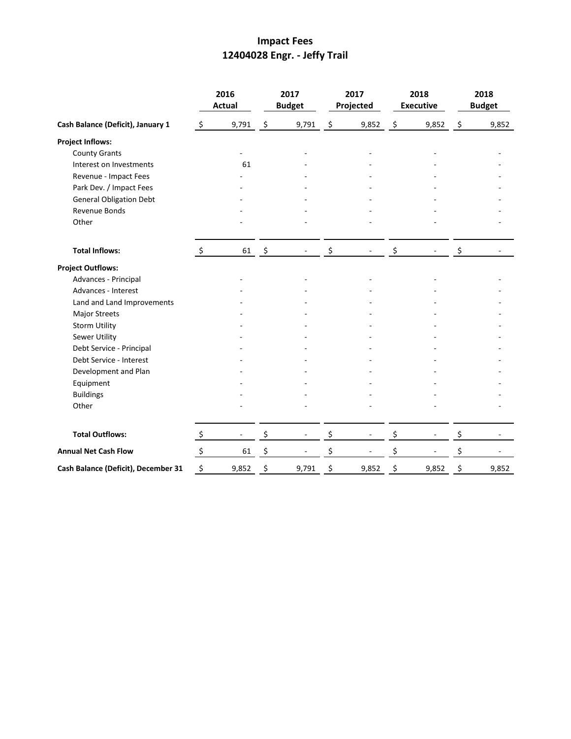# Impact Fees
## 12404028 Engr. - Jeffy Trail

| | 2016 Actual | 2017 Budget | 2017 Projected | 2018 Executive | 2018 Budget |
|---|---|---|---|---|---|
| **Cash Balance (Deficit), January 1** | $ 9,791 | $ 9,791 | $ 9,852 | $ 9,852 | $ 9,852 |
| **Project Inflows:** | | | | | |
| County Grants | - | - | - | - | - |
| Interest on Investments | 61 | - | - | - | - |
| Revenue - Impact Fees | - | - | - | - | - |
| Park Dev. / Impact Fees | - | - | - | - | - |
| General Obligation Debt | - | - | - | - | - |
| Revenue Bonds | - | - | - | - | - |
| Other | - | - | - | - | - |
| **Total Inflows:** | $ 61 | $ - | $ - | $ - | $ - |
| **Project Outflows:** | | | | | |
| Advances - Principal | - | - | - | - | - |
| Advances - Interest | - | - | - | - | - |
| Land and Land Improvements | - | - | - | - | - |
| Major Streets | - | - | - | - | - |
| Storm Utility | - | - | - | - | - |
| Sewer Utility | - | - | - | - | - |
| Debt Service - Principal | - | - | - | - | - |
| Debt Service - Interest | - | - | - | - | - |
| Development and Plan | - | - | - | - | - |
| Equipment | - | - | - | - | - |
| Buildings | - | - | - | - | - |
| Other | - | - | - | - | - |
| **Total Outflows:** | $ - | $ - | $ - | $ - | $ - |
| **Annual Net Cash Flow** | $ 61 | $ - | $ - | $ - | $ - |
| **Cash Balance (Deficit), December 31** | $ 9,852 | $ 9,791 | $ 9,852 | $ 9,852 | $ 9,852 |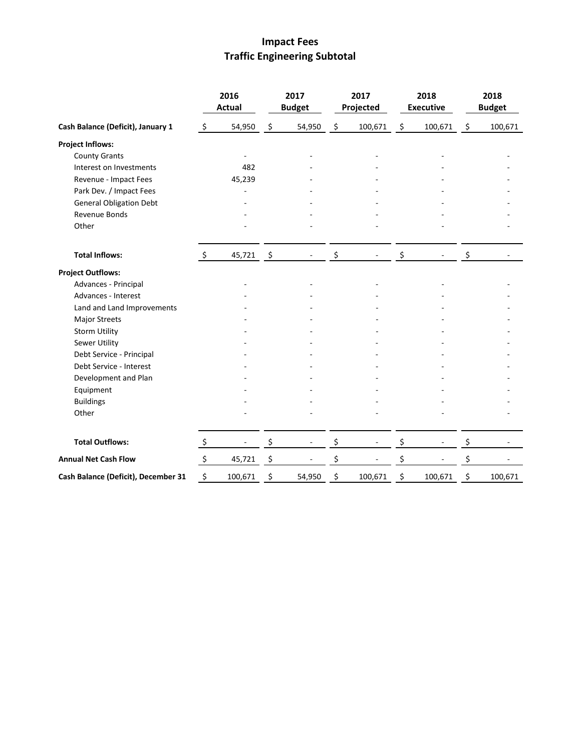# Impact Fees
## Traffic Engineering Subtotal

| | 2016 Actual | 2017 Budget | 2017 Projected | 2018 Executive | 2018 Budget |
|---|---|---|---|---|---|
| **Cash Balance (Deficit), January 1** | $ 54,950 | $ 54,950 | $ 100,671 | $ 100,671 | $ 100,671 |
| **Project Inflows:** | | | | | |
| County Grants | - | - | - | - | - |
| Interest on Investments | 482 | - | - | - | - |
| Revenue - Impact Fees | 45,239 | - | - | - | - |
| Park Dev. / Impact Fees | - | - | - | - | - |
| General Obligation Debt | - | - | - | - | - |
| Revenue Bonds | - | - | - | - | - |
| Other | - | - | - | - | - |
| **Total Inflows:** | $ 45,721 | $ - | $ - | $ - | $ - |
| **Project Outflows:** | | | | | |
| Advances - Principal | - | - | - | - | - |
| Advances - Interest | - | - | - | - | - |
| Land and Land Improvements | - | - | - | - | - |
| Major Streets | - | - | - | - | - |
| Storm Utility | - | - | - | - | - |
| Sewer Utility | - | - | - | - | - |
| Debt Service - Principal | - | - | - | - | - |
| Debt Service - Interest | - | - | - | - | - |
| Development and Plan | - | - | - | - | - |
| Equipment | - | - | - | - | - |
| Buildings | - | - | - | - | - |
| Other | - | - | - | - | - |
| **Total Outflows:** | $ - | $ - | $ - | $ - | $ - |
| **Annual Net Cash Flow** | $ 45,721 | $ - | $ - | $ - | $ - |
| **Cash Balance (Deficit), December 31** | $ 100,671 | $ 54,950 | $ 100,671 | $ 100,671 | $ 100,671 |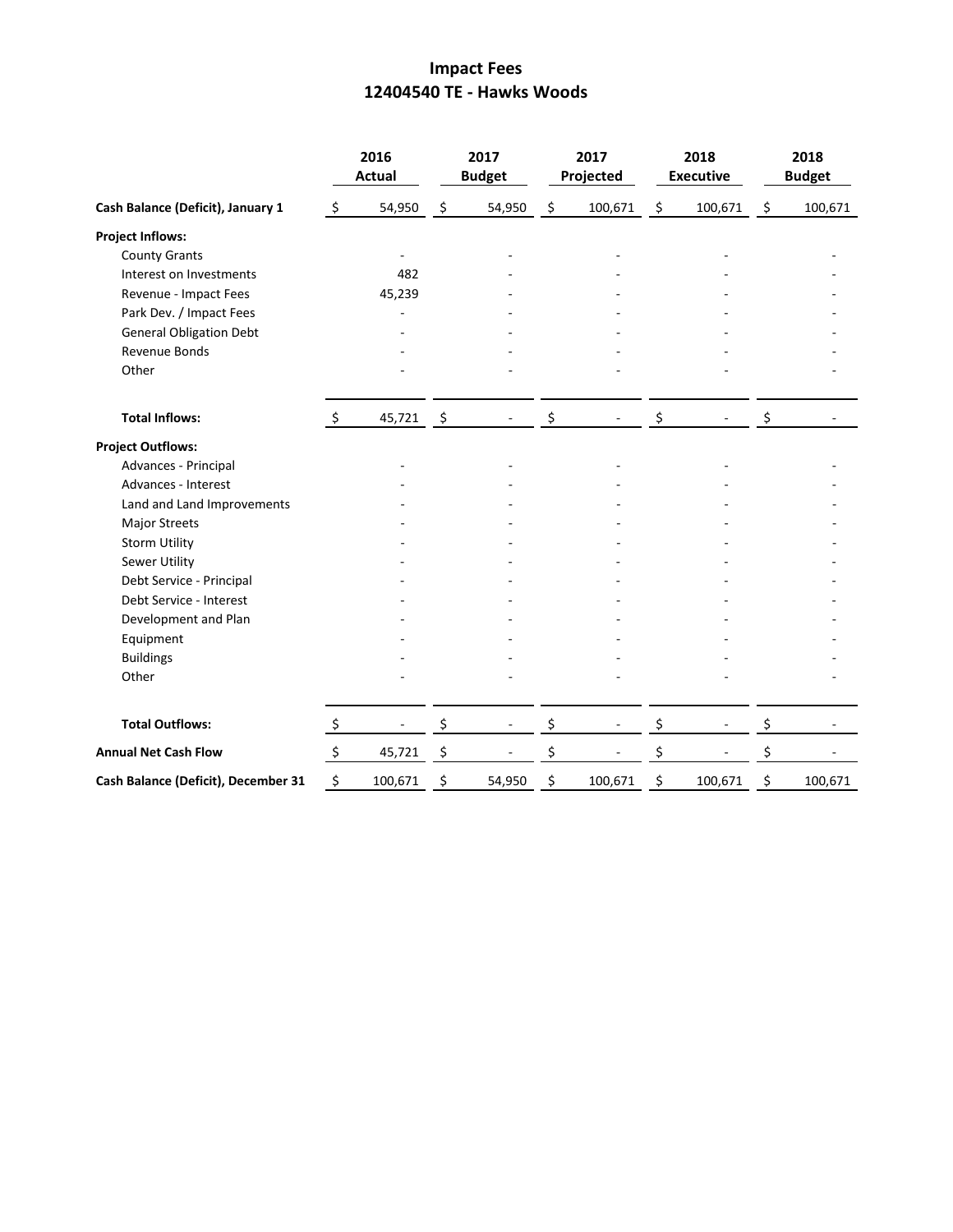# Impact Fees
## 12404540 TE - Hawks Woods

| | 2016 Actual | 2017 Budget | 2017 Projected | 2018 Executive | 2018 Budget |
|---|---|---|---|---|---|
| **Cash Balance (Deficit), January 1** | $ 54,950 | $ 54,950 | $ 100,671 | $ 100,671 | $ 100,671 |
| **Project Inflows:** | | | | | |
| County Grants | - | - | - | - | - |
| Interest on Investments | 482 | - | - | - | - |
| Revenue - Impact Fees | 45,239 | - | - | - | - |
| Park Dev. / Impact Fees | - | - | - | - | - |
| General Obligation Debt | - | - | - | - | - |
| Revenue Bonds | - | - | - | - | - |
| Other | - | - | - | - | - |
| **Total Inflows:** | $ 45,721 | $ - | $ - | $ - | $ - |
| **Project Outflows:** | | | | | |
| Advances - Principal | - | - | - | - | - |
| Advances - Interest | - | - | - | - | - |
| Land and Land Improvements | - | - | - | - | - |
| Major Streets | - | - | - | - | - |
| Storm Utility | - | - | - | - | - |
| Sewer Utility | - | - | - | - | - |
| Debt Service - Principal | - | - | - | - | - |
| Debt Service - Interest | - | - | - | - | - |
| Development and Plan | - | - | - | - | - |
| Equipment | - | - | - | - | - |
| Buildings | - | - | - | - | - |
| Other | - | - | - | - | - |
| **Total Outflows:** | $ - | $ - | $ - | $ - | $ - |
| **Annual Net Cash Flow** | $ 45,721 | $ - | $ - | $ - | $ - |
| **Cash Balance (Deficit), December 31** | $ 100,671 | $ 54,950 | $ 100,671 | $ 100,671 | $ 100,671 |